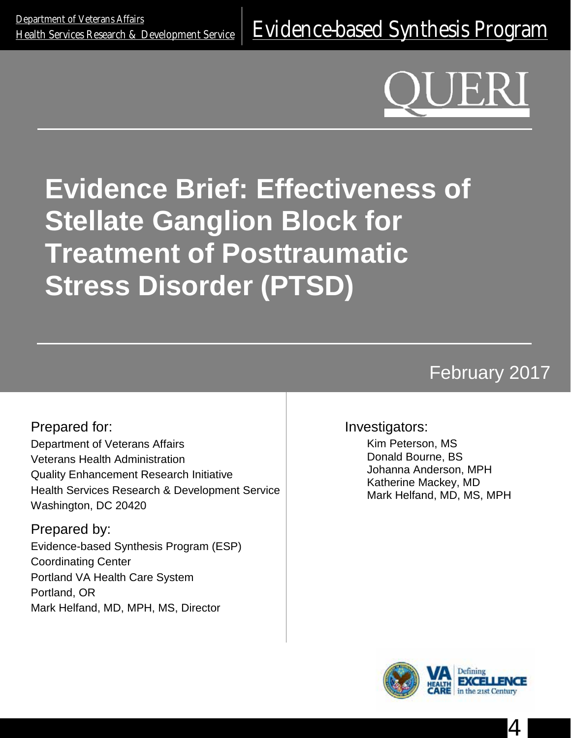Department of Veterans Affairs
Health Services Research & Development Service

Evidence-based Synthesis Program

QUERI

# Evidence Brief: Effectiveness of Stellate Ganglion Block for Treatment of Posttraumatic Stress Disorder (PTSD)

February 2017

Prepared for:

Department of Veterans Affairs
Veterans Health Administration
Quality Enhancement Research Initiative
Health Services Research & Development Service
Washington, DC 20420

Prepared by:

Evidence-based Synthesis Program (ESP)
Coordinating Center
Portland VA Health Care System
Portland, OR
Mark Helfand, MD, MPH, MS, Director

Investigators:

Kim Peterson, MS
Donald Bourne, BS
Johanna Anderson, MPH
Katherine Mackey, MD
Mark Helfand, MD, MS, MPH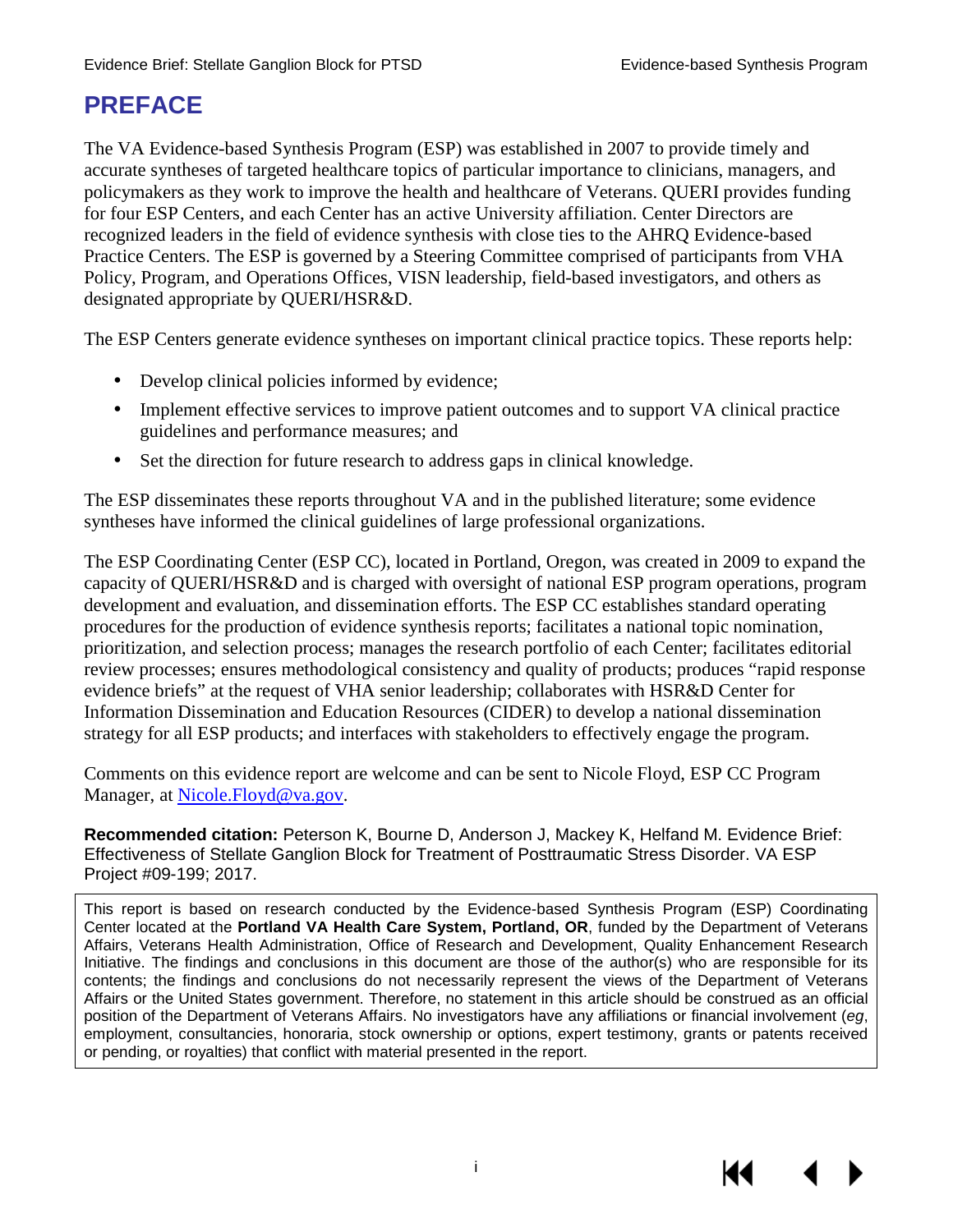# PREFACE

The VA Evidence-based Synthesis Program (ESP) was established in 2007 to provide timely and accurate syntheses of targeted healthcare topics of particular importance to clinicians, managers, and policymakers as they work to improve the health and healthcare of Veterans. QUERI provides funding for four ESP Centers, and each Center has an active University affiliation. Center Directors are recognized leaders in the field of evidence synthesis with close ties to the AHRQ Evidence-based Practice Centers. The ESP is governed by a Steering Committee comprised of participants from VHA Policy, Program, and Operations Offices, VISN leadership, field-based investigators, and others as designated appropriate by QUERI/HSR&D.

The ESP Centers generate evidence syntheses on important clinical practice topics. These reports help:

- Develop clinical policies informed by evidence;
- Implement effective services to improve patient outcomes and to support VA clinical practice guidelines and performance measures; and
- Set the direction for future research to address gaps in clinical knowledge.

The ESP disseminates these reports throughout VA and in the published literature; some evidence syntheses have informed the clinical guidelines of large professional organizations.

The ESP Coordinating Center (ESP CC), located in Portland, Oregon, was created in 2009 to expand the capacity of QUERI/HSR&D and is charged with oversight of national ESP program operations, program development and evaluation, and dissemination efforts. The ESP CC establishes standard operating procedures for the production of evidence synthesis reports; facilitates a national topic nomination, prioritization, and selection process; manages the research portfolio of each Center; facilitates editorial review processes; ensures methodological consistency and quality of products; produces "rapid response evidence briefs" at the request of VHA senior leadership; collaborates with HSR&D Center for Information Dissemination and Education Resources (CIDER) to develop a national dissemination strategy for all ESP products; and interfaces with stakeholders to effectively engage the program.

Comments on this evidence report are welcome and can be sent to Nicole Floyd, ESP CC Program Manager, at Nicole.Floyd@va.gov.

**Recommended citation:** Peterson K, Bourne D, Anderson J, Mackey K, Helfand M. Evidence Brief: Effectiveness of Stellate Ganglion Block for Treatment of Posttraumatic Stress Disorder. VA ESP Project #09-199; 2017.

This report is based on research conducted by the Evidence-based Synthesis Program (ESP) Coordinating Center located at the **Portland VA Health Care System, Portland, OR**, funded by the Department of Veterans Affairs, Veterans Health Administration, Office of Research and Development, Quality Enhancement Research Initiative. The findings and conclusions in this document are those of the author(s) who are responsible for its contents; the findings and conclusions do not necessarily represent the views of the Department of Veterans Affairs or the United States government. Therefore, no statement in this article should be construed as an official position of the Department of Veterans Affairs. No investigators have any affiliations or financial involvement (*eg*, employment, consultancies, honoraria, stock ownership or options, expert testimony, grants or patents received or pending, or royalties) that conflict with material presented in the report.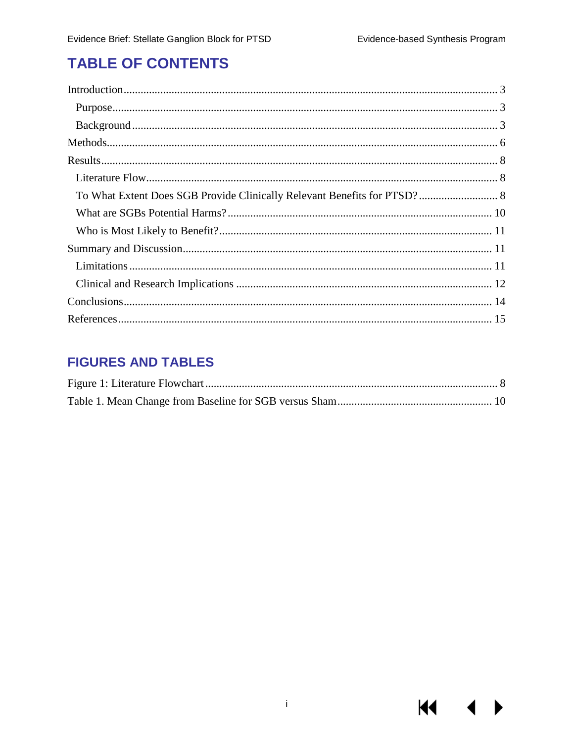## TABLE OF CONTENTS

Introduction ........................................................................................................................ 3
- Purpose ........................................................................................................................ 3
- Background ................................................................................................................. 3

Methods ............................................................................................................................... 6

Results ................................................................................................................................. 8
- Literature Flow ............................................................................................................. 8
- To What Extent Does SGB Provide Clinically Relevant Benefits for PTSD? ............. 8
- What are SGBs Potential Harms? ............................................................................... 10
- Who is Most Likely to Benefit? .................................................................................. 11

Summary and Discussion .................................................................................................. 11
- Limitations .................................................................................................................. 11
- Clinical and Research Implications ............................................................................ 12

Conclusions ....................................................................................................................... 14

References ......................................................................................................................... 15

## FIGURES AND TABLES

Figure 1: Literature Flowchart ............................................................................................. 8

Table 1. Mean Change from Baseline for SGB versus Sham ............................................ 10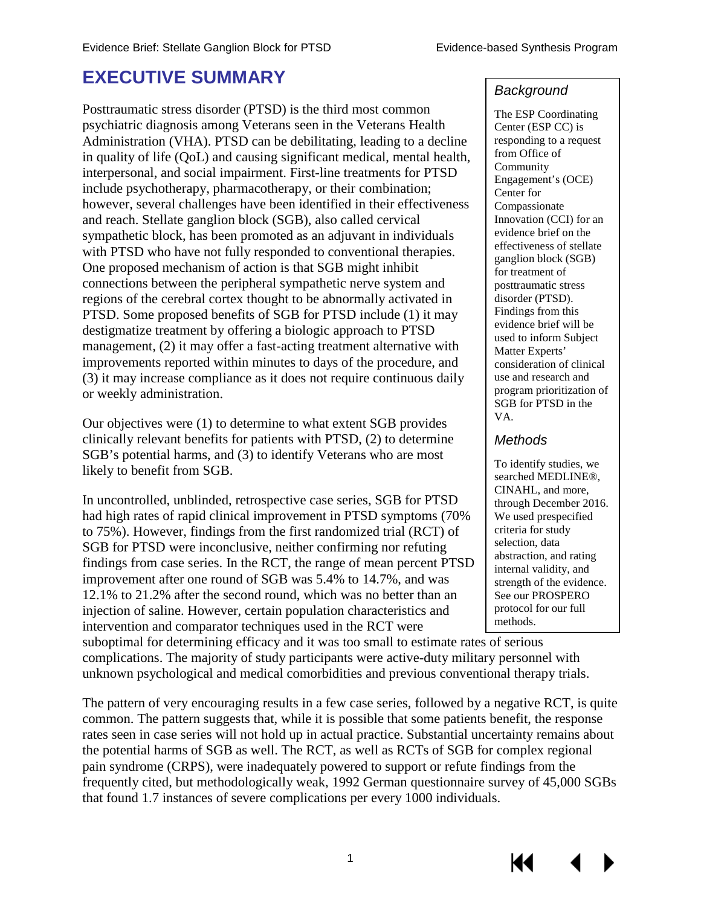# EXECUTIVE SUMMARY

Posttraumatic stress disorder (PTSD) is the third most common psychiatric diagnosis among Veterans seen in the Veterans Health Administration (VHA). PTSD can be debilitating, leading to a decline in quality of life (QoL) and causing significant medical, mental health, interpersonal, and social impairment. First-line treatments for PTSD include psychotherapy, pharmacotherapy, or their combination; however, several challenges have been identified in their effectiveness and reach. Stellate ganglion block (SGB), also called cervical sympathetic block, has been promoted as an adjuvant in individuals with PTSD who have not fully responded to conventional therapies. One proposed mechanism of action is that SGB might inhibit connections between the peripheral sympathetic nerve system and regions of the cerebral cortex thought to be abnormally activated in PTSD. Some proposed benefits of SGB for PTSD include (1) it may destigmatize treatment by offering a biologic approach to PTSD management, (2) it may offer a fast-acting treatment alternative with improvements reported within minutes to days of the procedure, and (3) it may increase compliance as it does not require continuous daily or weekly administration.

Our objectives were (1) to determine to what extent SGB provides clinically relevant benefits for patients with PTSD, (2) to determine SGB's potential harms, and (3) to identify Veterans who are most likely to benefit from SGB.

In uncontrolled, unblinded, retrospective case series, SGB for PTSD had high rates of rapid clinical improvement in PTSD symptoms (70% to 75%). However, findings from the first randomized trial (RCT) of SGB for PTSD were inconclusive, neither confirming nor refuting findings from case series. In the RCT, the range of mean percent PTSD improvement after one round of SGB was 5.4% to 14.7%, and was 12.1% to 21.2% after the second round, which was no better than an injection of saline. However, certain population characteristics and intervention and comparator techniques used in the RCT were suboptimal for determining efficacy and it was too small to estimate rates of serious complications. The majority of study participants were active-duty military personnel with unknown psychological and medical comorbidities and previous conventional therapy trials.

The pattern of very encouraging results in a few case series, followed by a negative RCT, is quite common. The pattern suggests that, while it is possible that some patients benefit, the response rates seen in case series will not hold up in actual practice. Substantial uncertainty remains about the potential harms of SGB as well. The RCT, as well as RCTs of SGB for complex regional pain syndrome (CRPS), were inadequately powered to support or refute findings from the frequently cited, but methodologically weak, 1992 German questionnaire survey of 45,000 SGBs that found 1.7 instances of severe complications per every 1000 individuals.

> ### *Background*
>
> The ESP Coordinating Center (ESP CC) is responding to a request from Office of Community Engagement's (OCE) Center for Compassionate Innovation (CCI) for an evidence brief on the effectiveness of stellate ganglion block (SGB) for treatment of posttraumatic stress disorder (PTSD). Findings from this evidence brief will be used to inform Subject Matter Experts' consideration of clinical use and research and program prioritization of SGB for PTSD in the VA.
>
> ### *Methods*
>
> To identify studies, we searched MEDLINE®, CINAHL, and more, through December 2016. We used prespecified criteria for study selection, data abstraction, and rating internal validity, and strength of the evidence. See our PROSPERO protocol for our full methods.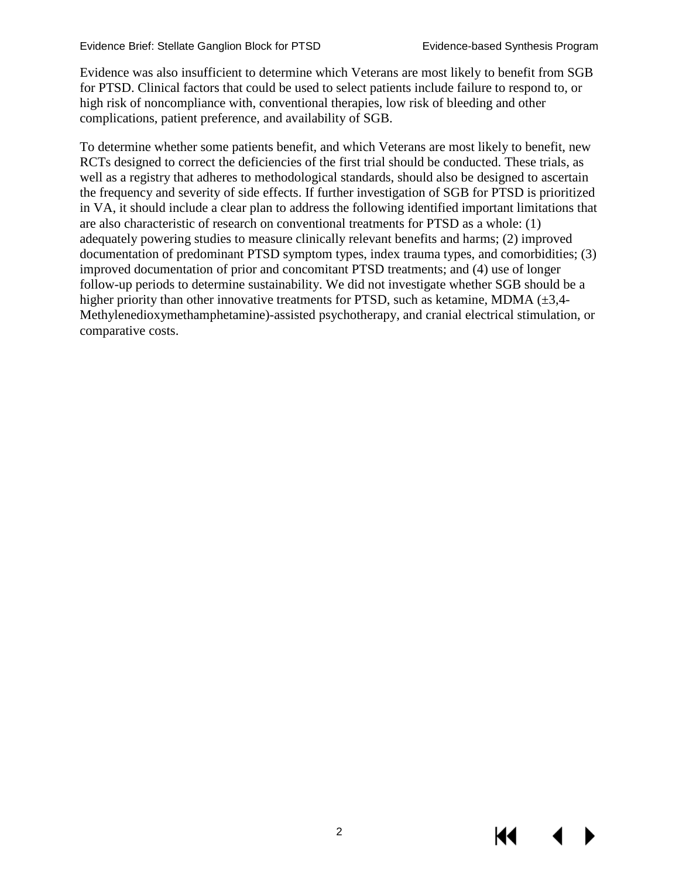Evidence was also insufficient to determine which Veterans are most likely to benefit from SGB for PTSD. Clinical factors that could be used to select patients include failure to respond to, or high risk of noncompliance with, conventional therapies, low risk of bleeding and other complications, patient preference, and availability of SGB.

To determine whether some patients benefit, and which Veterans are most likely to benefit, new RCTs designed to correct the deficiencies of the first trial should be conducted. These trials, as well as a registry that adheres to methodological standards, should also be designed to ascertain the frequency and severity of side effects. If further investigation of SGB for PTSD is prioritized in VA, it should include a clear plan to address the following identified important limitations that are also characteristic of research on conventional treatments for PTSD as a whole: (1) adequately powering studies to measure clinically relevant benefits and harms; (2) improved documentation of predominant PTSD symptom types, index trauma types, and comorbidities; (3) improved documentation of prior and concomitant PTSD treatments; and (4) use of longer follow-up periods to determine sustainability. We did not investigate whether SGB should be a higher priority than other innovative treatments for PTSD, such as ketamine, MDMA (±3,4-Methylenedioxymethamphetamine)-assisted psychotherapy, and cranial electrical stimulation, or comparative costs.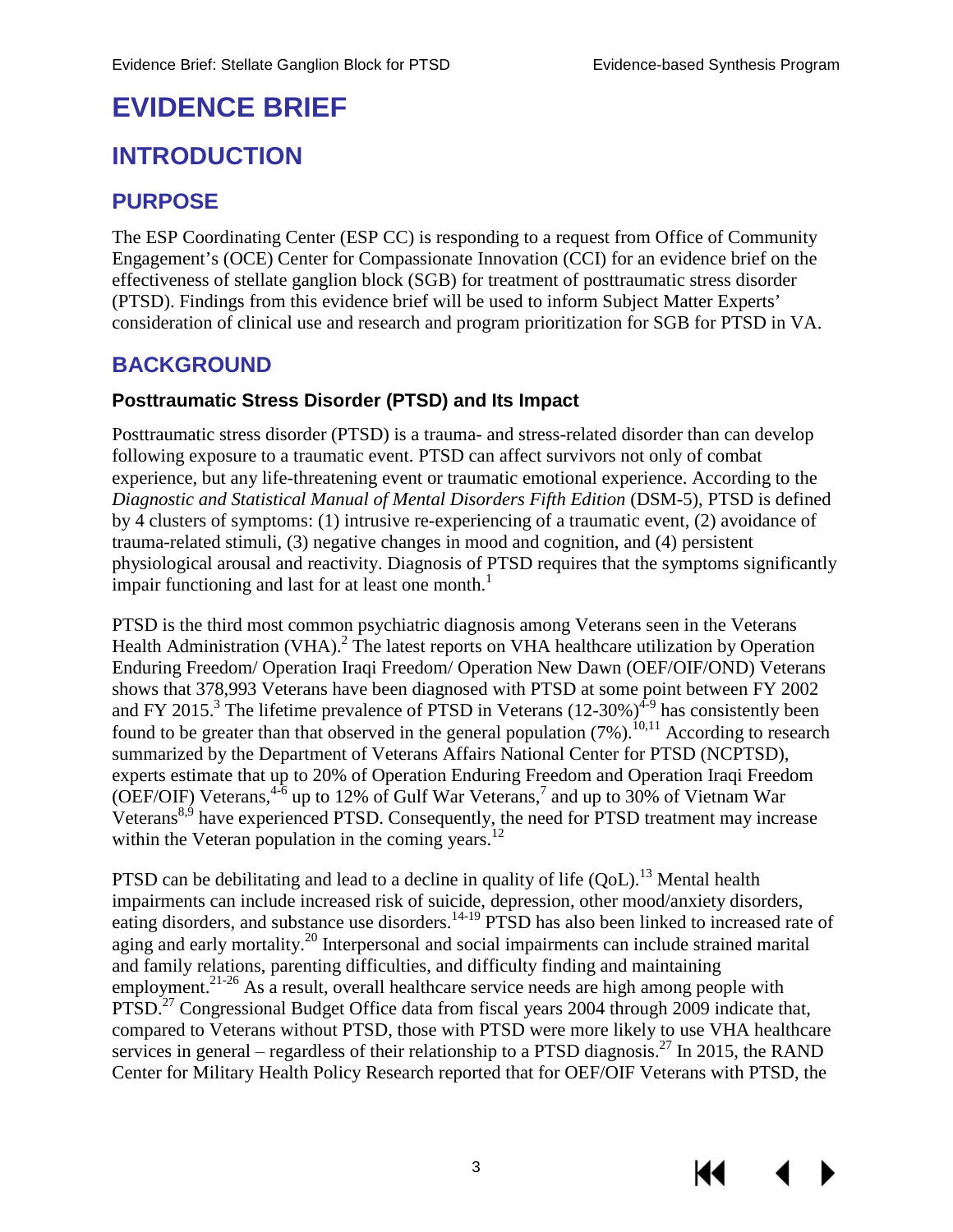# EVIDENCE BRIEF

## INTRODUCTION

### PURPOSE

The ESP Coordinating Center (ESP CC) is responding to a request from Office of Community Engagement's (OCE) Center for Compassionate Innovation (CCI) for an evidence brief on the effectiveness of stellate ganglion block (SGB) for treatment of posttraumatic stress disorder (PTSD). Findings from this evidence brief will be used to inform Subject Matter Experts' consideration of clinical use and research and program prioritization for SGB for PTSD in VA.

### BACKGROUND

#### Posttraumatic Stress Disorder (PTSD) and Its Impact

Posttraumatic stress disorder (PTSD) is a trauma- and stress-related disorder than can develop following exposure to a traumatic event. PTSD can affect survivors not only of combat experience, but any life-threatening event or traumatic emotional experience. According to the *Diagnostic and Statistical Manual of Mental Disorders Fifth Edition* (DSM-5), PTSD is defined by 4 clusters of symptoms: (1) intrusive re-experiencing of a traumatic event, (2) avoidance of trauma-related stimuli, (3) negative changes in mood and cognition, and (4) persistent physiological arousal and reactivity. Diagnosis of PTSD requires that the symptoms significantly impair functioning and last for at least one month.[1]

PTSD is the third most common psychiatric diagnosis among Veterans seen in the Veterans Health Administration (VHA).[2] The latest reports on VHA healthcare utilization by Operation Enduring Freedom/ Operation Iraqi Freedom/ Operation New Dawn (OEF/OIF/OND) Veterans shows that 378,993 Veterans have been diagnosed with PTSD at some point between FY 2002 and FY 2015.[3] The lifetime prevalence of PTSD in Veterans (12-30%)[4-9] has consistently been found to be greater than that observed in the general population (7%).[10,11] According to research summarized by the Department of Veterans Affairs National Center for PTSD (NCPTSD), experts estimate that up to 20% of Operation Enduring Freedom and Operation Iraqi Freedom (OEF/OIF) Veterans,[4-6] up to 12% of Gulf War Veterans,[7] and up to 30% of Vietnam War Veterans[8,9] have experienced PTSD. Consequently, the need for PTSD treatment may increase within the Veteran population in the coming years.[12]

PTSD can be debilitating and lead to a decline in quality of life (QoL).[13] Mental health impairments can include increased risk of suicide, depression, other mood/anxiety disorders, eating disorders, and substance use disorders.[14-19] PTSD has also been linked to increased rate of aging and early mortality.[20] Interpersonal and social impairments can include strained marital and family relations, parenting difficulties, and difficulty finding and maintaining employment.[21-26] As a result, overall healthcare service needs are high among people with PTSD.[27] Congressional Budget Office data from fiscal years 2004 through 2009 indicate that, compared to Veterans without PTSD, those with PTSD were more likely to use VHA healthcare services in general – regardless of their relationship to a PTSD diagnosis.[27] In 2015, the RAND Center for Military Health Policy Research reported that for OEF/OIF Veterans with PTSD, the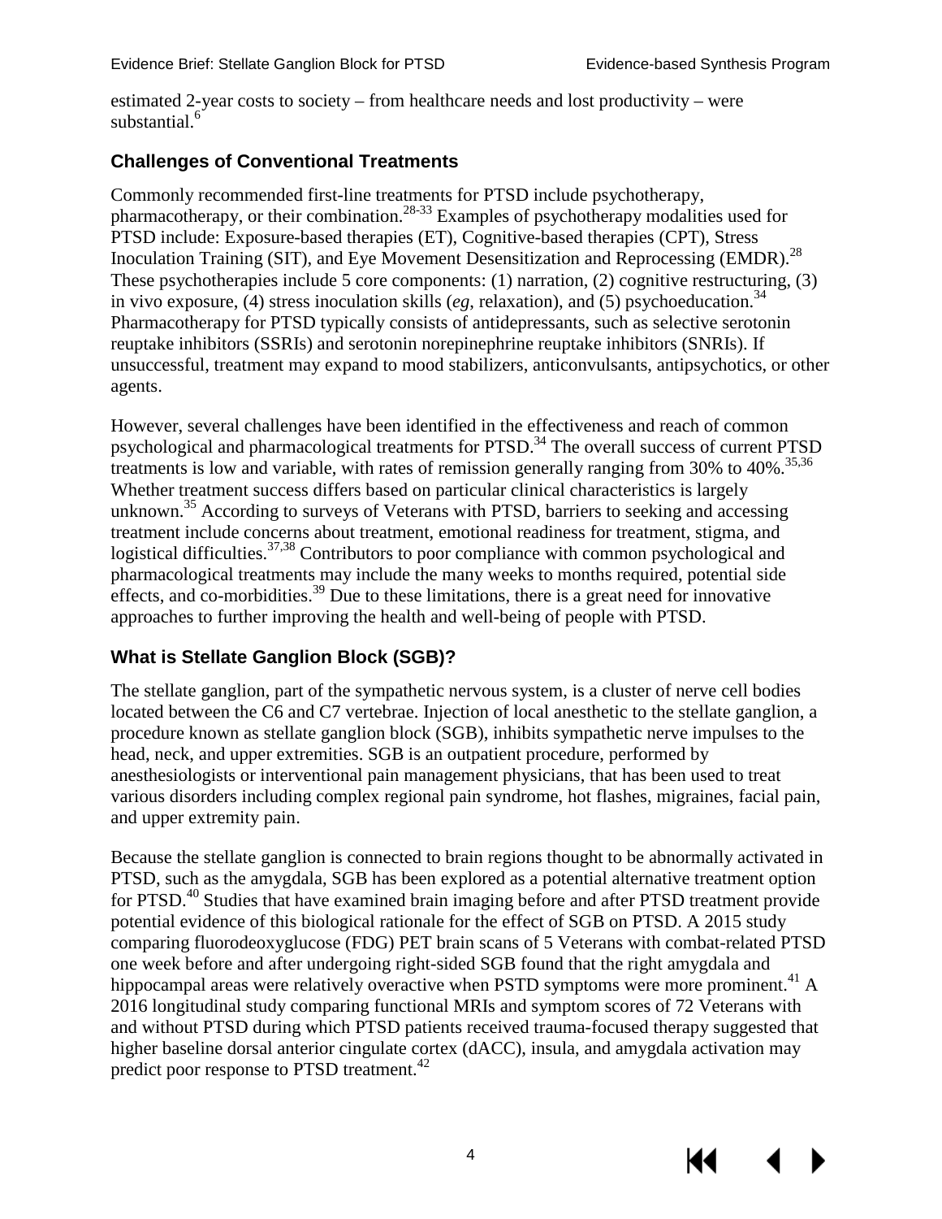estimated 2-year costs to society – from healthcare needs and lost productivity – were substantial.[6]

## Challenges of Conventional Treatments

Commonly recommended first-line treatments for PTSD include psychotherapy, pharmacotherapy, or their combination.[28-33] Examples of psychotherapy modalities used for PTSD include: Exposure-based therapies (ET), Cognitive-based therapies (CPT), Stress Inoculation Training (SIT), and Eye Movement Desensitization and Reprocessing (EMDR).[28] These psychotherapies include 5 core components: (1) narration, (2) cognitive restructuring, (3) in vivo exposure, (4) stress inoculation skills (*eg*, relaxation), and (5) psychoeducation.[34] Pharmacotherapy for PTSD typically consists of antidepressants, such as selective serotonin reuptake inhibitors (SSRIs) and serotonin norepinephrine reuptake inhibitors (SNRIs). If unsuccessful, treatment may expand to mood stabilizers, anticonvulsants, antipsychotics, or other agents.

However, several challenges have been identified in the effectiveness and reach of common psychological and pharmacological treatments for PTSD.[34] The overall success of current PTSD treatments is low and variable, with rates of remission generally ranging from 30% to 40%.[35,36] Whether treatment success differs based on particular clinical characteristics is largely unknown.[35] According to surveys of Veterans with PTSD, barriers to seeking and accessing treatment include concerns about treatment, emotional readiness for treatment, stigma, and logistical difficulties.[37,38] Contributors to poor compliance with common psychological and pharmacological treatments may include the many weeks to months required, potential side effects, and co-morbidities.[39] Due to these limitations, there is a great need for innovative approaches to further improving the health and well-being of people with PTSD.

## What is Stellate Ganglion Block (SGB)?

The stellate ganglion, part of the sympathetic nervous system, is a cluster of nerve cell bodies located between the C6 and C7 vertebrae. Injection of local anesthetic to the stellate ganglion, a procedure known as stellate ganglion block (SGB), inhibits sympathetic nerve impulses to the head, neck, and upper extremities. SGB is an outpatient procedure, performed by anesthesiologists or interventional pain management physicians, that has been used to treat various disorders including complex regional pain syndrome, hot flashes, migraines, facial pain, and upper extremity pain.

Because the stellate ganglion is connected to brain regions thought to be abnormally activated in PTSD, such as the amygdala, SGB has been explored as a potential alternative treatment option for PTSD.[40] Studies that have examined brain imaging before and after PTSD treatment provide potential evidence of this biological rationale for the effect of SGB on PTSD. A 2015 study comparing fluorodeoxyglucose (FDG) PET brain scans of 5 Veterans with combat-related PTSD one week before and after undergoing right-sided SGB found that the right amygdala and hippocampal areas were relatively overactive when PSTD symptoms were more prominent.[41] A 2016 longitudinal study comparing functional MRIs and symptom scores of 72 Veterans with and without PTSD during which PTSD patients received trauma-focused therapy suggested that higher baseline dorsal anterior cingulate cortex (dACC), insula, and amygdala activation may predict poor response to PTSD treatment.[42]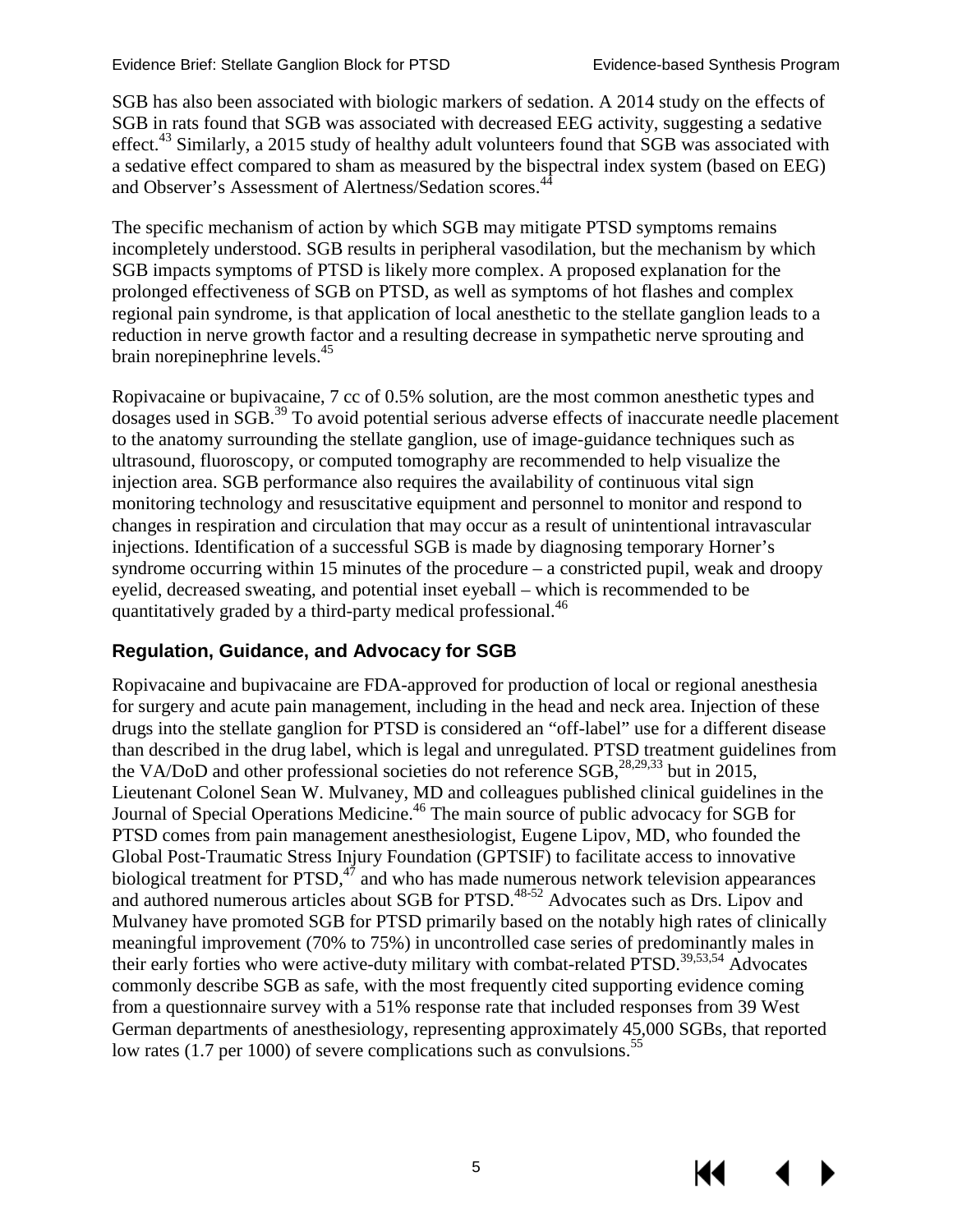SGB has also been associated with biologic markers of sedation. A 2014 study on the effects of SGB in rats found that SGB was associated with decreased EEG activity, suggesting a sedative effect.[43] Similarly, a 2015 study of healthy adult volunteers found that SGB was associated with a sedative effect compared to sham as measured by the bispectral index system (based on EEG) and Observer's Assessment of Alertness/Sedation scores.[44]

The specific mechanism of action by which SGB may mitigate PTSD symptoms remains incompletely understood. SGB results in peripheral vasodilation, but the mechanism by which SGB impacts symptoms of PTSD is likely more complex. A proposed explanation for the prolonged effectiveness of SGB on PTSD, as well as symptoms of hot flashes and complex regional pain syndrome, is that application of local anesthetic to the stellate ganglion leads to a reduction in nerve growth factor and a resulting decrease in sympathetic nerve sprouting and brain norepinephrine levels.[45]

Ropivacaine or bupivacaine, 7 cc of 0.5% solution, are the most common anesthetic types and dosages used in SGB.[39] To avoid potential serious adverse effects of inaccurate needle placement to the anatomy surrounding the stellate ganglion, use of image-guidance techniques such as ultrasound, fluoroscopy, or computed tomography are recommended to help visualize the injection area. SGB performance also requires the availability of continuous vital sign monitoring technology and resuscitative equipment and personnel to monitor and respond to changes in respiration and circulation that may occur as a result of unintentional intravascular injections. Identification of a successful SGB is made by diagnosing temporary Horner's syndrome occurring within 15 minutes of the procedure – a constricted pupil, weak and droopy eyelid, decreased sweating, and potential inset eyeball – which is recommended to be quantitatively graded by a third-party medical professional.[46]

### Regulation, Guidance, and Advocacy for SGB

Ropivacaine and bupivacaine are FDA-approved for production of local or regional anesthesia for surgery and acute pain management, including in the head and neck area. Injection of these drugs into the stellate ganglion for PTSD is considered an "off-label" use for a different disease than described in the drug label, which is legal and unregulated. PTSD treatment guidelines from the VA/DoD and other professional societies do not reference SGB,[28,29,33] but in 2015, Lieutenant Colonel Sean W. Mulvaney, MD and colleagues published clinical guidelines in the Journal of Special Operations Medicine.[46] The main source of public advocacy for SGB for PTSD comes from pain management anesthesiologist, Eugene Lipov, MD, who founded the Global Post-Traumatic Stress Injury Foundation (GPTSIF) to facilitate access to innovative biological treatment for PTSD,[47] and who has made numerous network television appearances and authored numerous articles about SGB for PTSD.[48-52] Advocates such as Drs. Lipov and Mulvaney have promoted SGB for PTSD primarily based on the notably high rates of clinically meaningful improvement (70% to 75%) in uncontrolled case series of predominantly males in their early forties who were active-duty military with combat-related PTSD.[39,53,54] Advocates commonly describe SGB as safe, with the most frequently cited supporting evidence coming from a questionnaire survey with a 51% response rate that included responses from 39 West German departments of anesthesiology, representing approximately 45,000 SGBs, that reported low rates (1.7 per 1000) of severe complications such as convulsions.[55]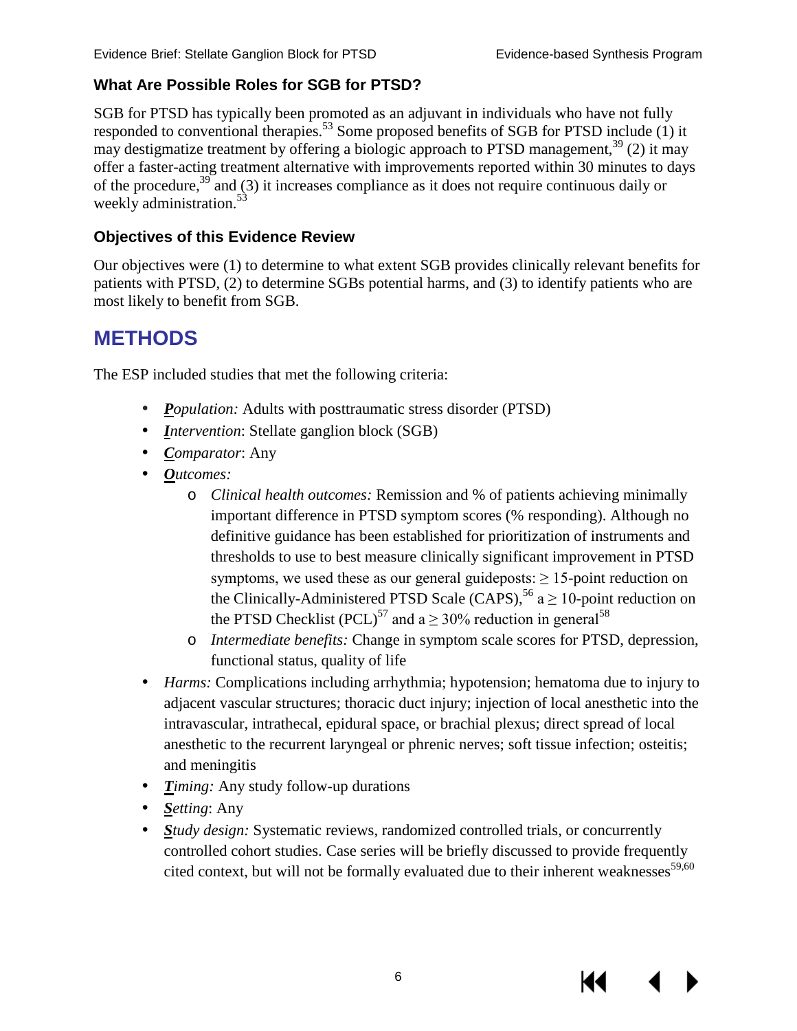### What Are Possible Roles for SGB for PTSD?

SGB for PTSD has typically been promoted as an adjuvant in individuals who have not fully responded to conventional therapies.[53] Some proposed benefits of SGB for PTSD include (1) it may destigmatize treatment by offering a biologic approach to PTSD management,[39] (2) it may offer a faster-acting treatment alternative with improvements reported within 30 minutes to days of the procedure,[39] and (3) it increases compliance as it does not require continuous daily or weekly administration.[53]

### Objectives of this Evidence Review

Our objectives were (1) to determine to what extent SGB provides clinically relevant benefits for patients with PTSD, (2) to determine SGBs potential harms, and (3) to identify patients who are most likely to benefit from SGB.

## METHODS

The ESP included studies that met the following criteria:

- ***P****opulation:* Adults with posttraumatic stress disorder (PTSD)
- ***I****ntervention*: Stellate ganglion block (SGB)
- ***C****omparator*: Any
- ***O****utcomes:*
  - *Clinical health outcomes:* Remission and % of patients achieving minimally important difference in PTSD symptom scores (% responding). Although no definitive guidance has been established for prioritization of instruments and thresholds to use to best measure clinically significant improvement in PTSD symptoms, we used these as our general guideposts: $\geq$ 15-point reduction on the Clinically-Administered PTSD Scale (CAPS),[56] a $\geq$ 10-point reduction on the PTSD Checklist (PCL)[57] and a $\geq$ 30% reduction in general[58]
  - *Intermediate benefits:* Change in symptom scale scores for PTSD, depression, functional status, quality of life
- *Harms:* Complications including arrhythmia; hypotension; hematoma due to injury to adjacent vascular structures; thoracic duct injury; injection of local anesthetic into the intravascular, intrathecal, epidural space, or brachial plexus; direct spread of local anesthetic to the recurrent laryngeal or phrenic nerves; soft tissue infection; osteitis; and meningitis
- ***T****iming:* Any study follow-up durations
- ***S****etting*: Any
- ***S****tudy design:* Systematic reviews, randomized controlled trials, or concurrently controlled cohort studies. Case series will be briefly discussed to provide frequently cited context, but will not be formally evaluated due to their inherent weaknesses[59,60]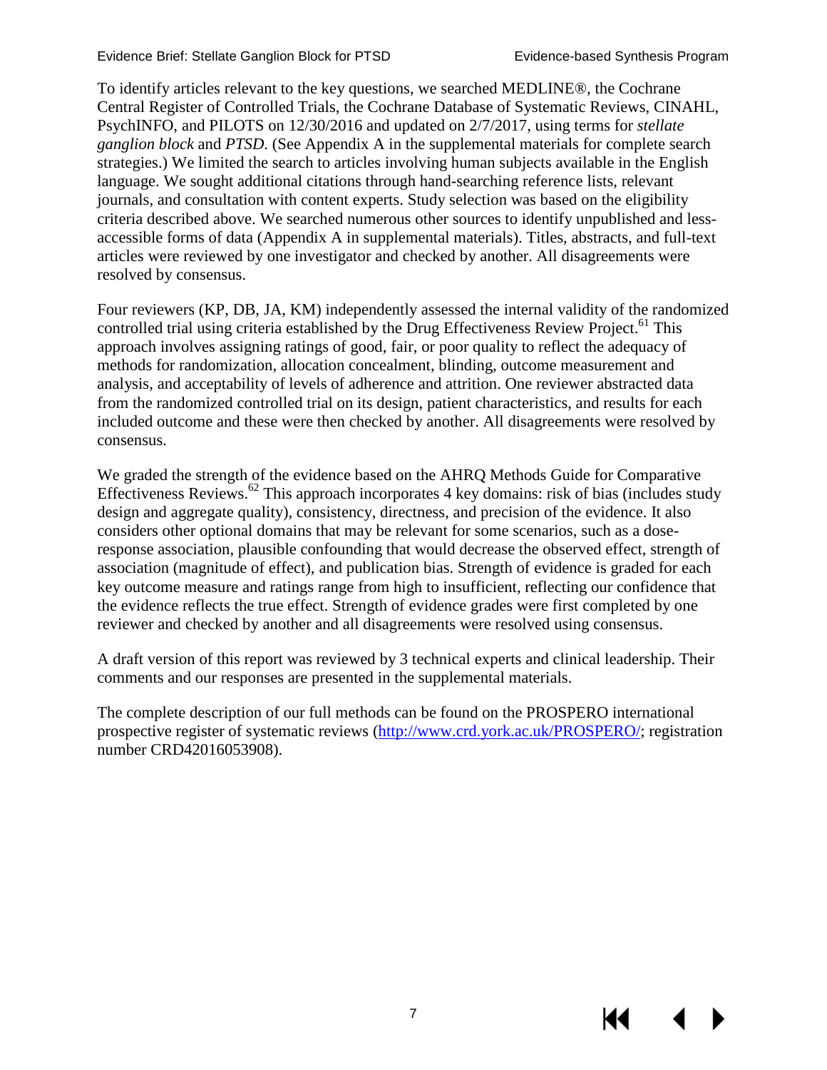To identify articles relevant to the key questions, we searched MEDLINE®, the Cochrane Central Register of Controlled Trials, the Cochrane Database of Systematic Reviews, CINAHL, PsychINFO, and PILOTS on 12/30/2016 and updated on 2/7/2017, using terms for *stellate ganglion block* and *PTSD*. (See Appendix A in the supplemental materials for complete search strategies.) We limited the search to articles involving human subjects available in the English language. We sought additional citations through hand-searching reference lists, relevant journals, and consultation with content experts. Study selection was based on the eligibility criteria described above. We searched numerous other sources to identify unpublished and less-accessible forms of data (Appendix A in supplemental materials). Titles, abstracts, and full-text articles were reviewed by one investigator and checked by another. All disagreements were resolved by consensus.

Four reviewers (KP, DB, JA, KM) independently assessed the internal validity of the randomized controlled trial using criteria established by the Drug Effectiveness Review Project.[61] This approach involves assigning ratings of good, fair, or poor quality to reflect the adequacy of methods for randomization, allocation concealment, blinding, outcome measurement and analysis, and acceptability of levels of adherence and attrition. One reviewer abstracted data from the randomized controlled trial on its design, patient characteristics, and results for each included outcome and these were then checked by another. All disagreements were resolved by consensus.

We graded the strength of the evidence based on the AHRQ Methods Guide for Comparative Effectiveness Reviews.[62] This approach incorporates 4 key domains: risk of bias (includes study design and aggregate quality), consistency, directness, and precision of the evidence. It also considers other optional domains that may be relevant for some scenarios, such as a dose-response association, plausible confounding that would decrease the observed effect, strength of association (magnitude of effect), and publication bias. Strength of evidence is graded for each key outcome measure and ratings range from high to insufficient, reflecting our confidence that the evidence reflects the true effect. Strength of evidence grades were first completed by one reviewer and checked by another and all disagreements were resolved using consensus.

A draft version of this report was reviewed by 3 technical experts and clinical leadership. Their comments and our responses are presented in the supplemental materials.

The complete description of our full methods can be found on the PROSPERO international prospective register of systematic reviews (http://www.crd.york.ac.uk/PROSPERO/; registration number CRD42016053908).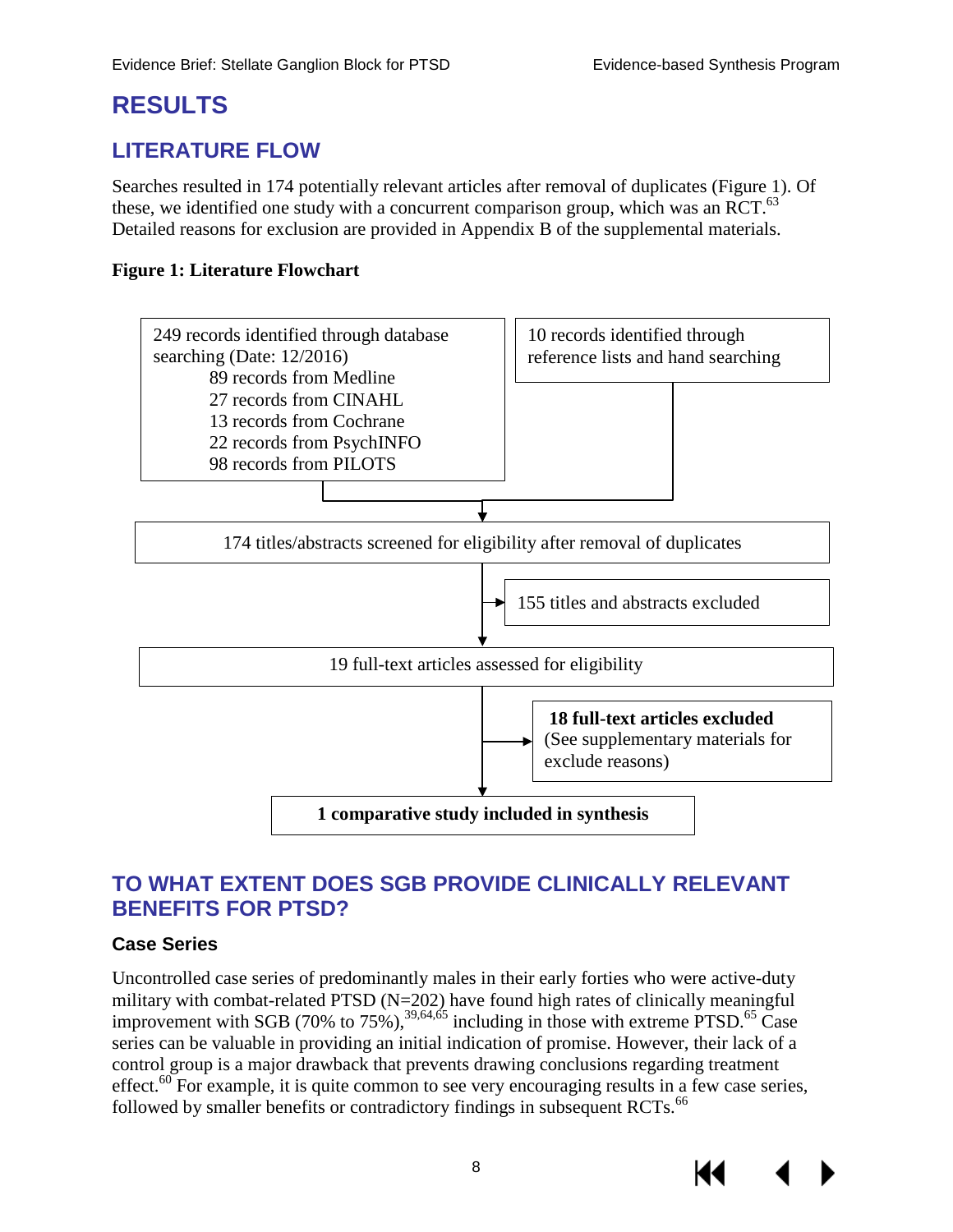# RESULTS

## LITERATURE FLOW

Searches resulted in 174 potentially relevant articles after removal of duplicates (Figure 1). Of these, we identified one study with a concurrent comparison group, which was an RCT.[63] Detailed reasons for exclusion are provided in Appendix B of the supplemental materials.

**Figure 1: Literature Flowchart**

249 records identified through database searching (Date: 12/2016)
- 89 records from Medline
- 27 records from CINAHL
- 13 records from Cochrane
- 22 records from PsychINFO
- 98 records from PILOTS

10 records identified through reference lists and hand searching

174 titles/abstracts screened for eligibility after removal of duplicates

155 titles and abstracts excluded

19 full-text articles assessed for eligibility

**18 full-text articles excluded** (See supplementary materials for exclude reasons)

**1 comparative study included in synthesis**

## TO WHAT EXTENT DOES SGB PROVIDE CLINICALLY RELEVANT BENEFITS FOR PTSD?

### Case Series

Uncontrolled case series of predominantly males in their early forties who were active-duty military with combat-related PTSD (N=202) have found high rates of clinically meaningful improvement with SGB (70% to 75%),[39,64,65] including in those with extreme PTSD.[65] Case series can be valuable in providing an initial indication of promise. However, their lack of a control group is a major drawback that prevents drawing conclusions regarding treatment effect.[60] For example, it is quite common to see very encouraging results in a few case series, followed by smaller benefits or contradictory findings in subsequent RCTs.[66]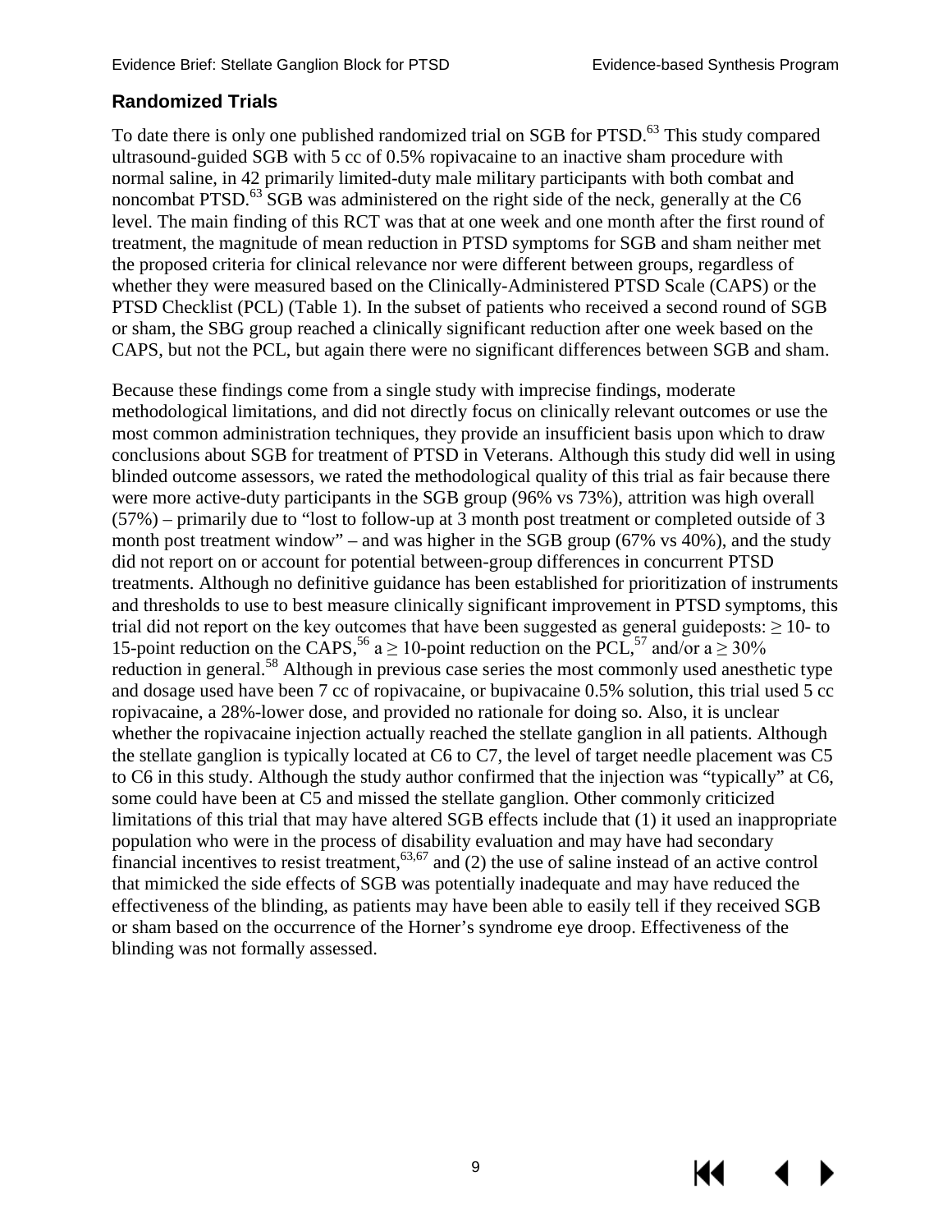## Randomized Trials

To date there is only one published randomized trial on SGB for PTSD.[63] This study compared ultrasound-guided SGB with 5 cc of 0.5% ropivacaine to an inactive sham procedure with normal saline, in 42 primarily limited-duty male military participants with both combat and noncombat PTSD.[63] SGB was administered on the right side of the neck, generally at the C6 level. The main finding of this RCT was that at one week and one month after the first round of treatment, the magnitude of mean reduction in PTSD symptoms for SGB and sham neither met the proposed criteria for clinical relevance nor were different between groups, regardless of whether they were measured based on the Clinically-Administered PTSD Scale (CAPS) or the PTSD Checklist (PCL) (Table 1). In the subset of patients who received a second round of SGB or sham, the SBG group reached a clinically significant reduction after one week based on the CAPS, but not the PCL, but again there were no significant differences between SGB and sham.

Because these findings come from a single study with imprecise findings, moderate methodological limitations, and did not directly focus on clinically relevant outcomes or use the most common administration techniques, they provide an insufficient basis upon which to draw conclusions about SGB for treatment of PTSD in Veterans. Although this study did well in using blinded outcome assessors, we rated the methodological quality of this trial as fair because there were more active-duty participants in the SGB group (96% vs 73%), attrition was high overall (57%) – primarily due to "lost to follow-up at 3 month post treatment or completed outside of 3 month post treatment window" – and was higher in the SGB group (67% vs 40%), and the study did not report on or account for potential between-group differences in concurrent PTSD treatments. Although no definitive guidance has been established for prioritization of instruments and thresholds to use to best measure clinically significant improvement in PTSD symptoms, this trial did not report on the key outcomes that have been suggested as general guideposts: ≥ 10- to 15-point reduction on the CAPS,[56] a ≥ 10-point reduction on the PCL,[57] and/or a ≥ 30% reduction in general.[58] Although in previous case series the most commonly used anesthetic type and dosage used have been 7 cc of ropivacaine, or bupivacaine 0.5% solution, this trial used 5 cc ropivacaine, a 28%-lower dose, and provided no rationale for doing so. Also, it is unclear whether the ropivacaine injection actually reached the stellate ganglion in all patients. Although the stellate ganglion is typically located at C6 to C7, the level of target needle placement was C5 to C6 in this study. Although the study author confirmed that the injection was "typically" at C6, some could have been at C5 and missed the stellate ganglion. Other commonly criticized limitations of this trial that may have altered SGB effects include that (1) it used an inappropriate population who were in the process of disability evaluation and may have had secondary financial incentives to resist treatment,[63,67] and (2) the use of saline instead of an active control that mimicked the side effects of SGB was potentially inadequate and may have reduced the effectiveness of the blinding, as patients may have been able to easily tell if they received SGB or sham based on the occurrence of the Horner's syndrome eye droop. Effectiveness of the blinding was not formally assessed.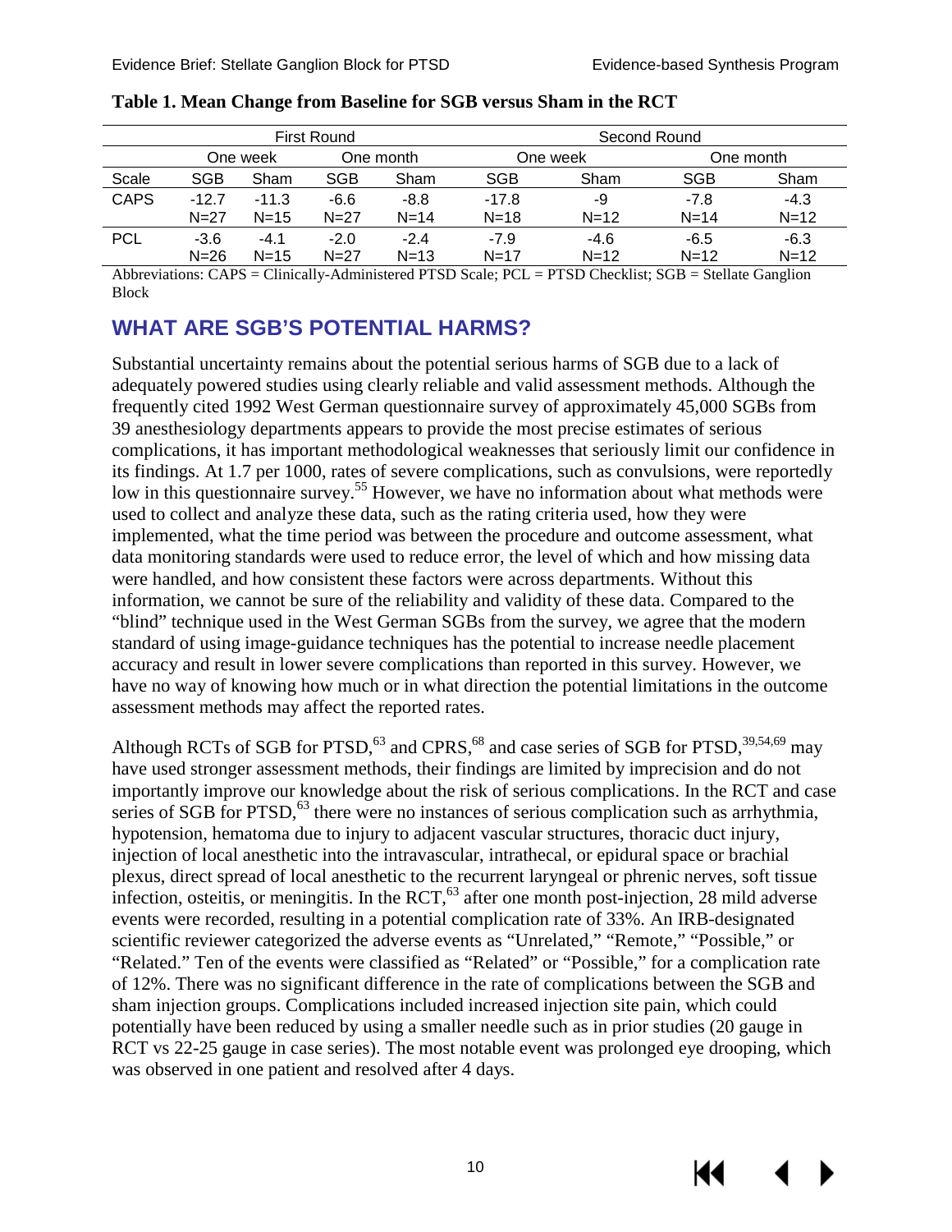**Table 1. Mean Change from Baseline for SGB versus Sham in the RCT**

| | First Round | | | | Second Round | | | |
|---|---|---|---|---|---|---|---|---|
| | One week | | One month | | One week | | One month | |
| Scale | SGB | Sham | SGB | Sham | SGB | Sham | SGB | Sham |
| CAPS | -12.7 N=27 | -11.3 N=15 | -6.6 N=27 | -8.8 N=14 | -17.8 N=18 | -9 N=12 | -7.8 N=14 | -4.3 N=12 |
| PCL | -3.6 N=26 | -4.1 N=15 | -2.0 N=27 | -2.4 N=13 | -7.9 N=17 | -4.6 N=12 | -6.5 N=12 | -6.3 N=12 |

Abbreviations: CAPS = Clinically-Administered PTSD Scale; PCL = PTSD Checklist; SGB = Stellate Ganglion Block

## WHAT ARE SGB'S POTENTIAL HARMS?

Substantial uncertainty remains about the potential serious harms of SGB due to a lack of adequately powered studies using clearly reliable and valid assessment methods. Although the frequently cited 1992 West German questionnaire survey of approximately 45,000 SGBs from 39 anesthesiology departments appears to provide the most precise estimates of serious complications, it has important methodological weaknesses that seriously limit our confidence in its findings. At 1.7 per 1000, rates of severe complications, such as convulsions, were reportedly low in this questionnaire survey.[55] However, we have no information about what methods were used to collect and analyze these data, such as the rating criteria used, how they were implemented, what the time period was between the procedure and outcome assessment, what data monitoring standards were used to reduce error, the level of which and how missing data were handled, and how consistent these factors were across departments. Without this information, we cannot be sure of the reliability and validity of these data. Compared to the "blind" technique used in the West German SGBs from the survey, we agree that the modern standard of using image-guidance techniques has the potential to increase needle placement accuracy and result in lower severe complications than reported in this survey. However, we have no way of knowing how much or in what direction the potential limitations in the outcome assessment methods may affect the reported rates.

Although RCTs of SGB for PTSD,[63] and CPRS,[68] and case series of SGB for PTSD,[39,54,69] may have used stronger assessment methods, their findings are limited by imprecision and do not importantly improve our knowledge about the risk of serious complications. In the RCT and case series of SGB for PTSD,[63] there were no instances of serious complication such as arrhythmia, hypotension, hematoma due to injury to adjacent vascular structures, thoracic duct injury, injection of local anesthetic into the intravascular, intrathecal, or epidural space or brachial plexus, direct spread of local anesthetic to the recurrent laryngeal or phrenic nerves, soft tissue infection, osteitis, or meningitis. In the RCT,[63] after one month post-injection, 28 mild adverse events were recorded, resulting in a potential complication rate of 33%. An IRB-designated scientific reviewer categorized the adverse events as "Unrelated," "Remote," "Possible," or "Related." Ten of the events were classified as "Related" or "Possible," for a complication rate of 12%. There was no significant difference in the rate of complications between the SGB and sham injection groups. Complications included increased injection site pain, which could potentially have been reduced by using a smaller needle such as in prior studies (20 gauge in RCT vs 22-25 gauge in case series). The most notable event was prolonged eye drooping, which was observed in one patient and resolved after 4 days.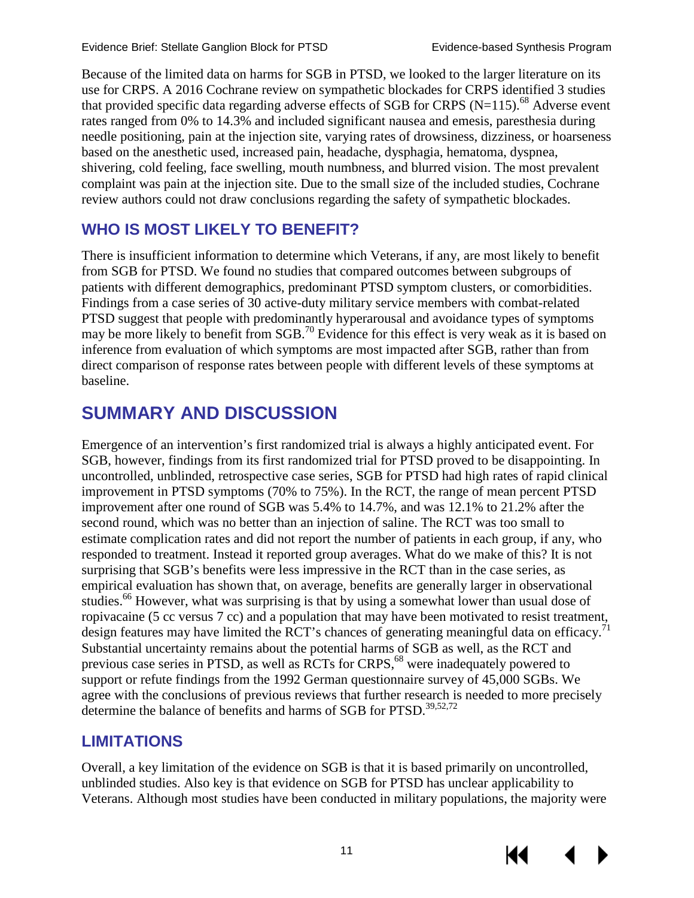Because of the limited data on harms for SGB in PTSD, we looked to the larger literature on its use for CRPS. A 2016 Cochrane review on sympathetic blockades for CRPS identified 3 studies that provided specific data regarding adverse effects of SGB for CRPS (N=115).[68] Adverse event rates ranged from 0% to 14.3% and included significant nausea and emesis, paresthesia during needle positioning, pain at the injection site, varying rates of drowsiness, dizziness, or hoarseness based on the anesthetic used, increased pain, headache, dysphagia, hematoma, dyspnea, shivering, cold feeling, face swelling, mouth numbness, and blurred vision. The most prevalent complaint was pain at the injection site. Due to the small size of the included studies, Cochrane review authors could not draw conclusions regarding the safety of sympathetic blockades.

## WHO IS MOST LIKELY TO BENEFIT?

There is insufficient information to determine which Veterans, if any, are most likely to benefit from SGB for PTSD. We found no studies that compared outcomes between subgroups of patients with different demographics, predominant PTSD symptom clusters, or comorbidities. Findings from a case series of 30 active-duty military service members with combat-related PTSD suggest that people with predominantly hyperarousal and avoidance types of symptoms may be more likely to benefit from SGB.[70] Evidence for this effect is very weak as it is based on inference from evaluation of which symptoms are most impacted after SGB, rather than from direct comparison of response rates between people with different levels of these symptoms at baseline.

# SUMMARY AND DISCUSSION

Emergence of an intervention's first randomized trial is always a highly anticipated event. For SGB, however, findings from its first randomized trial for PTSD proved to be disappointing. In uncontrolled, unblinded, retrospective case series, SGB for PTSD had high rates of rapid clinical improvement in PTSD symptoms (70% to 75%). In the RCT, the range of mean percent PTSD improvement after one round of SGB was 5.4% to 14.7%, and was 12.1% to 21.2% after the second round, which was no better than an injection of saline. The RCT was too small to estimate complication rates and did not report the number of patients in each group, if any, who responded to treatment. Instead it reported group averages. What do we make of this? It is not surprising that SGB's benefits were less impressive in the RCT than in the case series, as empirical evaluation has shown that, on average, benefits are generally larger in observational studies.[66] However, what was surprising is that by using a somewhat lower than usual dose of ropivacaine (5 cc versus 7 cc) and a population that may have been motivated to resist treatment, design features may have limited the RCT's chances of generating meaningful data on efficacy.[71] Substantial uncertainty remains about the potential harms of SGB as well, as the RCT and previous case series in PTSD, as well as RCTs for CRPS,[68] were inadequately powered to support or refute findings from the 1992 German questionnaire survey of 45,000 SGBs. We agree with the conclusions of previous reviews that further research is needed to more precisely determine the balance of benefits and harms of SGB for PTSD.[39,52,72]

## LIMITATIONS

Overall, a key limitation of the evidence on SGB is that it is based primarily on uncontrolled, unblinded studies. Also key is that evidence on SGB for PTSD has unclear applicability to Veterans. Although most studies have been conducted in military populations, the majority were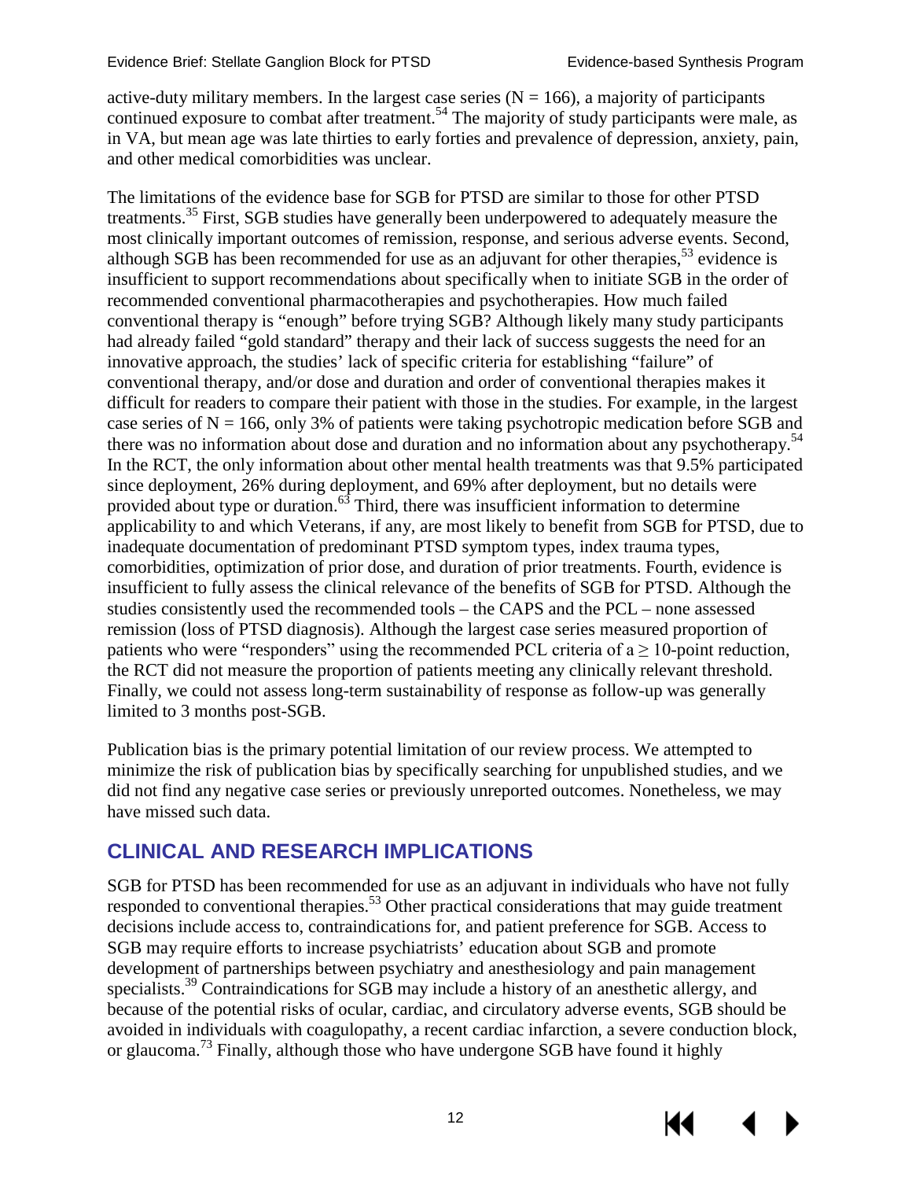active-duty military members. In the largest case series (N = 166), a majority of participants continued exposure to combat after treatment.[54] The majority of study participants were male, as in VA, but mean age was late thirties to early forties and prevalence of depression, anxiety, pain, and other medical comorbidities was unclear.

The limitations of the evidence base for SGB for PTSD are similar to those for other PTSD treatments.[35] First, SGB studies have generally been underpowered to adequately measure the most clinically important outcomes of remission, response, and serious adverse events. Second, although SGB has been recommended for use as an adjuvant for other therapies,[53] evidence is insufficient to support recommendations about specifically when to initiate SGB in the order of recommended conventional pharmacotherapies and psychotherapies. How much failed conventional therapy is "enough" before trying SGB? Although likely many study participants had already failed "gold standard" therapy and their lack of success suggests the need for an innovative approach, the studies' lack of specific criteria for establishing "failure" of conventional therapy, and/or dose and duration and order of conventional therapies makes it difficult for readers to compare their patient with those in the studies. For example, in the largest case series of N = 166, only 3% of patients were taking psychotropic medication before SGB and there was no information about dose and duration and no information about any psychotherapy.[54] In the RCT, the only information about other mental health treatments was that 9.5% participated since deployment, 26% during deployment, and 69% after deployment, but no details were provided about type or duration.[63] Third, there was insufficient information to determine applicability to and which Veterans, if any, are most likely to benefit from SGB for PTSD, due to inadequate documentation of predominant PTSD symptom types, index trauma types, comorbidities, optimization of prior dose, and duration of prior treatments. Fourth, evidence is insufficient to fully assess the clinical relevance of the benefits of SGB for PTSD. Although the studies consistently used the recommended tools – the CAPS and the PCL – none assessed remission (loss of PTSD diagnosis). Although the largest case series measured proportion of patients who were "responders" using the recommended PCL criteria of a $\geq$ 10-point reduction, the RCT did not measure the proportion of patients meeting any clinically relevant threshold. Finally, we could not assess long-term sustainability of response as follow-up was generally limited to 3 months post-SGB.

Publication bias is the primary potential limitation of our review process. We attempted to minimize the risk of publication bias by specifically searching for unpublished studies, and we did not find any negative case series or previously unreported outcomes. Nonetheless, we may have missed such data.

## CLINICAL AND RESEARCH IMPLICATIONS

SGB for PTSD has been recommended for use as an adjuvant in individuals who have not fully responded to conventional therapies.[53] Other practical considerations that may guide treatment decisions include access to, contraindications for, and patient preference for SGB. Access to SGB may require efforts to increase psychiatrists' education about SGB and promote development of partnerships between psychiatry and anesthesiology and pain management specialists.[39] Contraindications for SGB may include a history of an anesthetic allergy, and because of the potential risks of ocular, cardiac, and circulatory adverse events, SGB should be avoided in individuals with coagulopathy, a recent cardiac infarction, a severe conduction block, or glaucoma.[73] Finally, although those who have undergone SGB have found it highly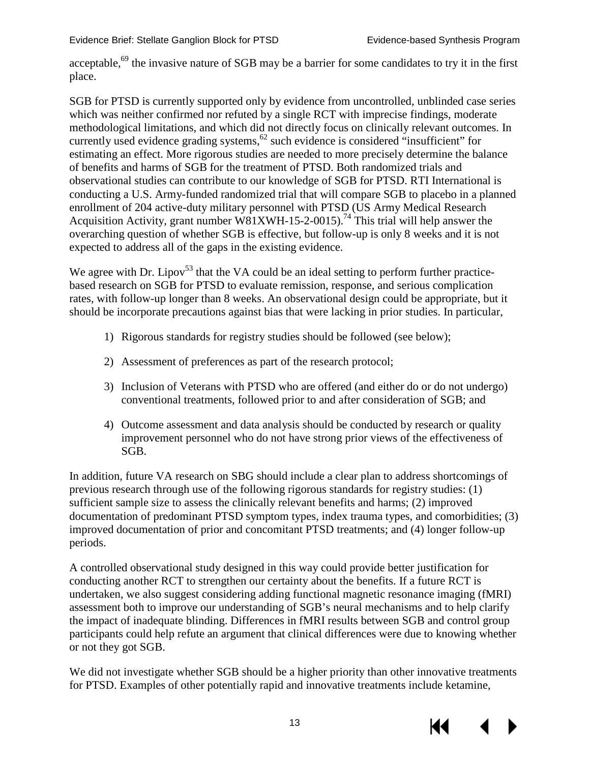acceptable,[69] the invasive nature of SGB may be a barrier for some candidates to try it in the first place.

SGB for PTSD is currently supported only by evidence from uncontrolled, unblinded case series which was neither confirmed nor refuted by a single RCT with imprecise findings, moderate methodological limitations, and which did not directly focus on clinically relevant outcomes. In currently used evidence grading systems,[62] such evidence is considered "insufficient" for estimating an effect. More rigorous studies are needed to more precisely determine the balance of benefits and harms of SGB for the treatment of PTSD. Both randomized trials and observational studies can contribute to our knowledge of SGB for PTSD. RTI International is conducting a U.S. Army-funded randomized trial that will compare SGB to placebo in a planned enrollment of 204 active-duty military personnel with PTSD (US Army Medical Research Acquisition Activity, grant number W81XWH-15-2-0015).[74] This trial will help answer the overarching question of whether SGB is effective, but follow-up is only 8 weeks and it is not expected to address all of the gaps in the existing evidence.

We agree with Dr. Lipov[53] that the VA could be an ideal setting to perform further practice-based research on SGB for PTSD to evaluate remission, response, and serious complication rates, with follow-up longer than 8 weeks. An observational design could be appropriate, but it should be incorporate precautions against bias that were lacking in prior studies. In particular,

1) Rigorous standards for registry studies should be followed (see below);
2) Assessment of preferences as part of the research protocol;
3) Inclusion of Veterans with PTSD who are offered (and either do or do not undergo) conventional treatments, followed prior to and after consideration of SGB; and
4) Outcome assessment and data analysis should be conducted by research or quality improvement personnel who do not have strong prior views of the effectiveness of SGB.

In addition, future VA research on SBG should include a clear plan to address shortcomings of previous research through use of the following rigorous standards for registry studies: (1) sufficient sample size to assess the clinically relevant benefits and harms; (2) improved documentation of predominant PTSD symptom types, index trauma types, and comorbidities; (3) improved documentation of prior and concomitant PTSD treatments; and (4) longer follow-up periods.

A controlled observational study designed in this way could provide better justification for conducting another RCT to strengthen our certainty about the benefits. If a future RCT is undertaken, we also suggest considering adding functional magnetic resonance imaging (fMRI) assessment both to improve our understanding of SGB's neural mechanisms and to help clarify the impact of inadequate blinding. Differences in fMRI results between SGB and control group participants could help refute an argument that clinical differences were due to knowing whether or not they got SGB.

We did not investigate whether SGB should be a higher priority than other innovative treatments for PTSD. Examples of other potentially rapid and innovative treatments include ketamine,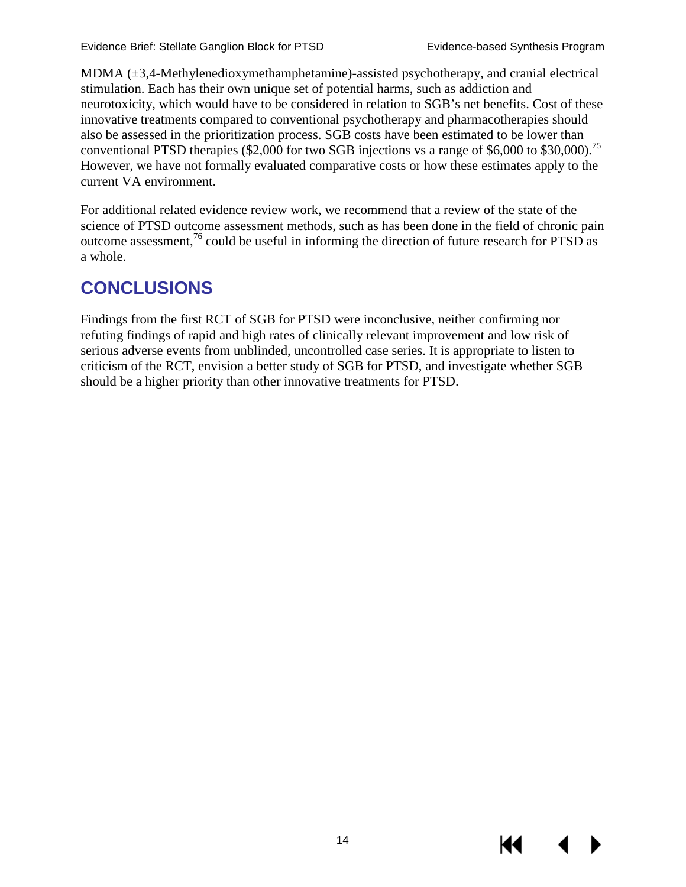MDMA (±3,4-Methylenedioxymethamphetamine)-assisted psychotherapy, and cranial electrical stimulation. Each has their own unique set of potential harms, such as addiction and neurotoxicity, which would have to be considered in relation to SGB's net benefits. Cost of these innovative treatments compared to conventional psychotherapy and pharmacotherapies should also be assessed in the prioritization process. SGB costs have been estimated to be lower than conventional PTSD therapies ($2,000 for two SGB injections vs a range of $6,000 to $30,000).[75] However, we have not formally evaluated comparative costs or how these estimates apply to the current VA environment.

For additional related evidence review work, we recommend that a review of the state of the science of PTSD outcome assessment methods, such as has been done in the field of chronic pain outcome assessment,[76] could be useful in informing the direction of future research for PTSD as a whole.

## CONCLUSIONS

Findings from the first RCT of SGB for PTSD were inconclusive, neither confirming nor refuting findings of rapid and high rates of clinically relevant improvement and low risk of serious adverse events from unblinded, uncontrolled case series. It is appropriate to listen to criticism of the RCT, envision a better study of SGB for PTSD, and investigate whether SGB should be a higher priority than other innovative treatments for PTSD.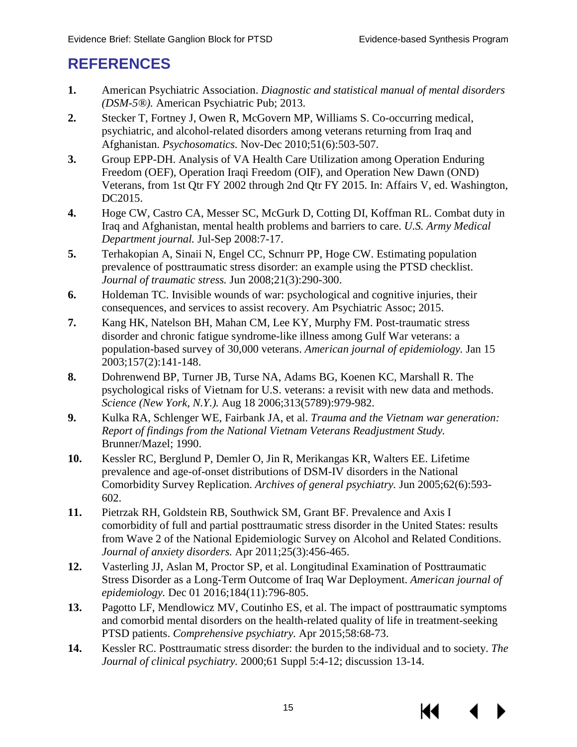# REFERENCES

1. American Psychiatric Association. *Diagnostic and statistical manual of mental disorders (DSM-5®).* American Psychiatric Pub; 2013.
2. Stecker T, Fortney J, Owen R, McGovern MP, Williams S. Co-occurring medical, psychiatric, and alcohol-related disorders among veterans returning from Iraq and Afghanistan. *Psychosomatics.* Nov-Dec 2010;51(6):503-507.
3. Group EPP-DH. Analysis of VA Health Care Utilization among Operation Enduring Freedom (OEF), Operation Iraqi Freedom (OIF), and Operation New Dawn (OND) Veterans, from 1st Qtr FY 2002 through 2nd Qtr FY 2015. In: Affairs V, ed. Washington, DC2015.
4. Hoge CW, Castro CA, Messer SC, McGurk D, Cotting DI, Koffman RL. Combat duty in Iraq and Afghanistan, mental health problems and barriers to care. *U.S. Army Medical Department journal.* Jul-Sep 2008:7-17.
5. Terhakopian A, Sinaii N, Engel CC, Schnurr PP, Hoge CW. Estimating population prevalence of posttraumatic stress disorder: an example using the PTSD checklist. *Journal of traumatic stress.* Jun 2008;21(3):290-300.
6. Holdeman TC. Invisible wounds of war: psychological and cognitive injuries, their consequences, and services to assist recovery. Am Psychiatric Assoc; 2015.
7. Kang HK, Natelson BH, Mahan CM, Lee KY, Murphy FM. Post-traumatic stress disorder and chronic fatigue syndrome-like illness among Gulf War veterans: a population-based survey of 30,000 veterans. *American journal of epidemiology.* Jan 15 2003;157(2):141-148.
8. Dohrenwend BP, Turner JB, Turse NA, Adams BG, Koenen KC, Marshall R. The psychological risks of Vietnam for U.S. veterans: a revisit with new data and methods. *Science (New York, N.Y.).* Aug 18 2006;313(5789):979-982.
9. Kulka RA, Schlenger WE, Fairbank JA, et al. *Trauma and the Vietnam war generation: Report of findings from the National Vietnam Veterans Readjustment Study.* Brunner/Mazel; 1990.
10. Kessler RC, Berglund P, Demler O, Jin R, Merikangas KR, Walters EE. Lifetime prevalence and age-of-onset distributions of DSM-IV disorders in the National Comorbidity Survey Replication. *Archives of general psychiatry.* Jun 2005;62(6):593-602.
11. Pietrzak RH, Goldstein RB, Southwick SM, Grant BF. Prevalence and Axis I comorbidity of full and partial posttraumatic stress disorder in the United States: results from Wave 2 of the National Epidemiologic Survey on Alcohol and Related Conditions. *Journal of anxiety disorders.* Apr 2011;25(3):456-465.
12. Vasterling JJ, Aslan M, Proctor SP, et al. Longitudinal Examination of Posttraumatic Stress Disorder as a Long-Term Outcome of Iraq War Deployment. *American journal of epidemiology.* Dec 01 2016;184(11):796-805.
13. Pagotto LF, Mendlowicz MV, Coutinho ES, et al. The impact of posttraumatic symptoms and comorbid mental disorders on the health-related quality of life in treatment-seeking PTSD patients. *Comprehensive psychiatry.* Apr 2015;58:68-73.
14. Kessler RC. Posttraumatic stress disorder: the burden to the individual and to society. *The Journal of clinical psychiatry.* 2000;61 Suppl 5:4-12; discussion 13-14.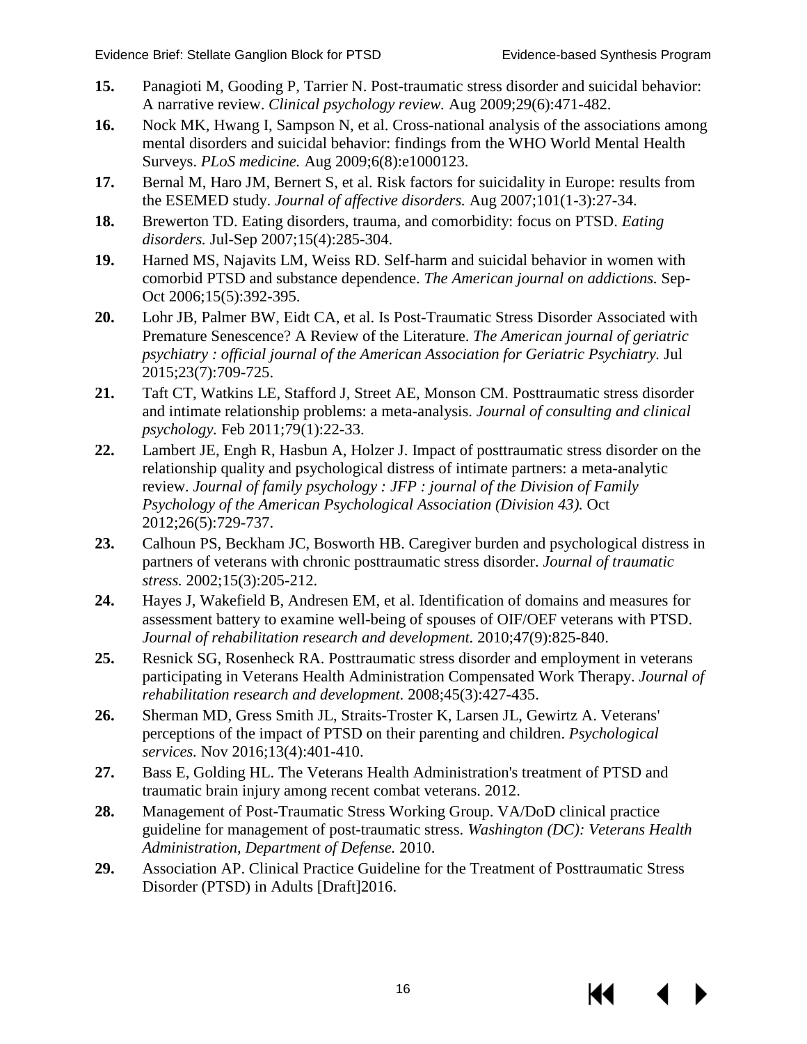15. Panagioti M, Gooding P, Tarrier N. Post-traumatic stress disorder and suicidal behavior: A narrative review. *Clinical psychology review.* Aug 2009;29(6):471-482.
16. Nock MK, Hwang I, Sampson N, et al. Cross-national analysis of the associations among mental disorders and suicidal behavior: findings from the WHO World Mental Health Surveys. *PLoS medicine.* Aug 2009;6(8):e1000123.
17. Bernal M, Haro JM, Bernert S, et al. Risk factors for suicidality in Europe: results from the ESEMED study. *Journal of affective disorders.* Aug 2007;101(1-3):27-34.
18. Brewerton TD. Eating disorders, trauma, and comorbidity: focus on PTSD. *Eating disorders.* Jul-Sep 2007;15(4):285-304.
19. Harned MS, Najavits LM, Weiss RD. Self-harm and suicidal behavior in women with comorbid PTSD and substance dependence. *The American journal on addictions.* Sep-Oct 2006;15(5):392-395.
20. Lohr JB, Palmer BW, Eidt CA, et al. Is Post-Traumatic Stress Disorder Associated with Premature Senescence? A Review of the Literature. *The American journal of geriatric psychiatry : official journal of the American Association for Geriatric Psychiatry.* Jul 2015;23(7):709-725.
21. Taft CT, Watkins LE, Stafford J, Street AE, Monson CM. Posttraumatic stress disorder and intimate relationship problems: a meta-analysis. *Journal of consulting and clinical psychology.* Feb 2011;79(1):22-33.
22. Lambert JE, Engh R, Hasbun A, Holzer J. Impact of posttraumatic stress disorder on the relationship quality and psychological distress of intimate partners: a meta-analytic review. *Journal of family psychology : JFP : journal of the Division of Family Psychology of the American Psychological Association (Division 43).* Oct 2012;26(5):729-737.
23. Calhoun PS, Beckham JC, Bosworth HB. Caregiver burden and psychological distress in partners of veterans with chronic posttraumatic stress disorder. *Journal of traumatic stress.* 2002;15(3):205-212.
24. Hayes J, Wakefield B, Andresen EM, et al. Identification of domains and measures for assessment battery to examine well-being of spouses of OIF/OEF veterans with PTSD. *Journal of rehabilitation research and development.* 2010;47(9):825-840.
25. Resnick SG, Rosenheck RA. Posttraumatic stress disorder and employment in veterans participating in Veterans Health Administration Compensated Work Therapy. *Journal of rehabilitation research and development.* 2008;45(3):427-435.
26. Sherman MD, Gress Smith JL, Straits-Troster K, Larsen JL, Gewirtz A. Veterans' perceptions of the impact of PTSD on their parenting and children. *Psychological services.* Nov 2016;13(4):401-410.
27. Bass E, Golding HL. The Veterans Health Administration's treatment of PTSD and traumatic brain injury among recent combat veterans. 2012.
28. Management of Post-Traumatic Stress Working Group. VA/DoD clinical practice guideline for management of post-traumatic stress. *Washington (DC): Veterans Health Administration, Department of Defense.* 2010.
29. Association AP. Clinical Practice Guideline for the Treatment of Posttraumatic Stress Disorder (PTSD) in Adults [Draft]2016.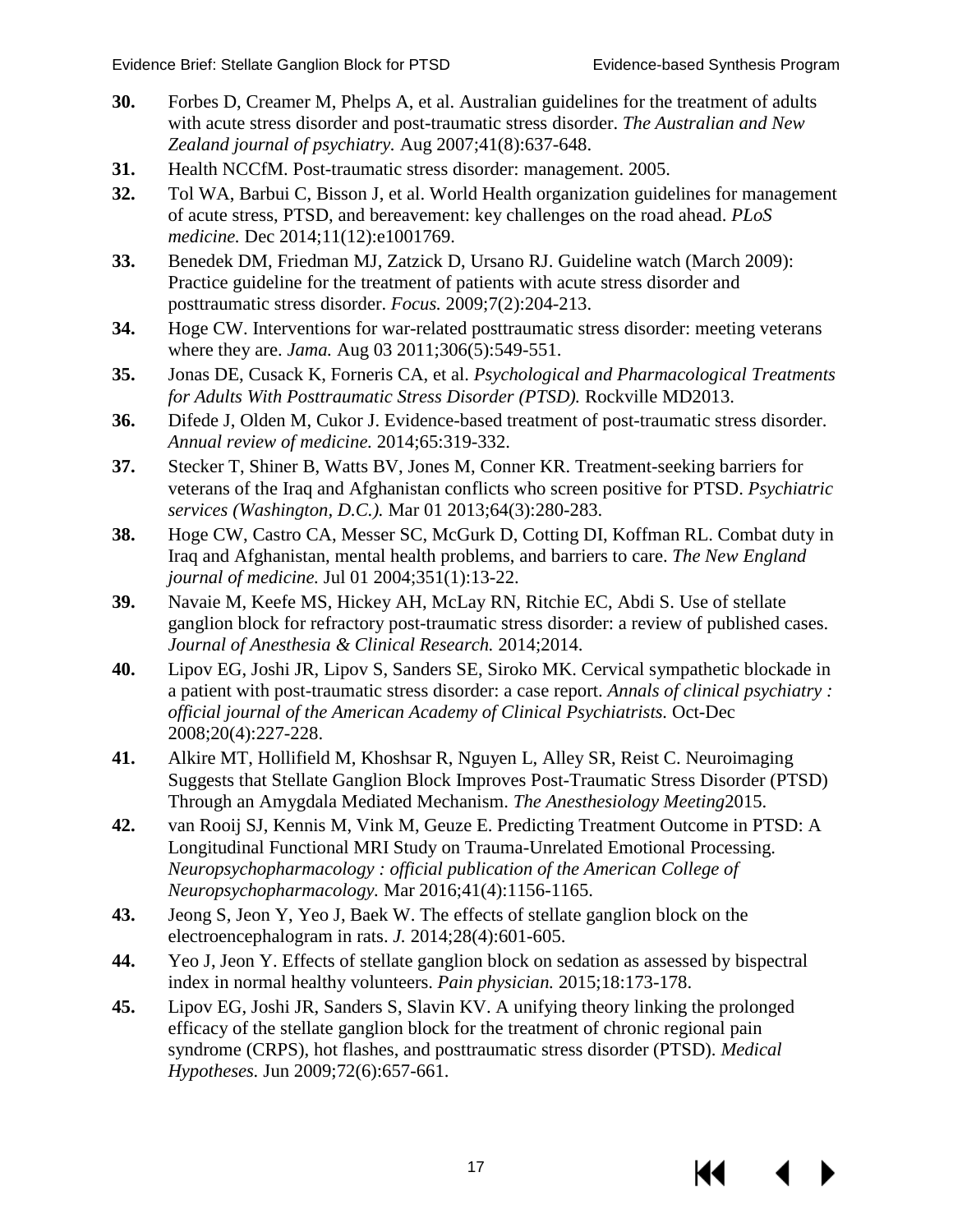**30.** Forbes D, Creamer M, Phelps A, et al. Australian guidelines for the treatment of adults with acute stress disorder and post-traumatic stress disorder. *The Australian and New Zealand journal of psychiatry.* Aug 2007;41(8):637-648.

**31.** Health NCCfM. Post-traumatic stress disorder: management. 2005.

**32.** Tol WA, Barbui C, Bisson J, et al. World Health organization guidelines for management of acute stress, PTSD, and bereavement: key challenges on the road ahead. *PLoS medicine.* Dec 2014;11(12):e1001769.

**33.** Benedek DM, Friedman MJ, Zatzick D, Ursano RJ. Guideline watch (March 2009): Practice guideline for the treatment of patients with acute stress disorder and posttraumatic stress disorder. *Focus.* 2009;7(2):204-213.

**34.** Hoge CW. Interventions for war-related posttraumatic stress disorder: meeting veterans where they are. *Jama.* Aug 03 2011;306(5):549-551.

**35.** Jonas DE, Cusack K, Forneris CA, et al. *Psychological and Pharmacological Treatments for Adults With Posttraumatic Stress Disorder (PTSD).* Rockville MD2013.

**36.** Difede J, Olden M, Cukor J. Evidence-based treatment of post-traumatic stress disorder. *Annual review of medicine.* 2014;65:319-332.

**37.** Stecker T, Shiner B, Watts BV, Jones M, Conner KR. Treatment-seeking barriers for veterans of the Iraq and Afghanistan conflicts who screen positive for PTSD. *Psychiatric services (Washington, D.C.).* Mar 01 2013;64(3):280-283.

**38.** Hoge CW, Castro CA, Messer SC, McGurk D, Cotting DI, Koffman RL. Combat duty in Iraq and Afghanistan, mental health problems, and barriers to care. *The New England journal of medicine.* Jul 01 2004;351(1):13-22.

**39.** Navaie M, Keefe MS, Hickey AH, McLay RN, Ritchie EC, Abdi S. Use of stellate ganglion block for refractory post-traumatic stress disorder: a review of published cases. *Journal of Anesthesia & Clinical Research.* 2014;2014.

**40.** Lipov EG, Joshi JR, Lipov S, Sanders SE, Siroko MK. Cervical sympathetic blockade in a patient with post-traumatic stress disorder: a case report. *Annals of clinical psychiatry : official journal of the American Academy of Clinical Psychiatrists.* Oct-Dec 2008;20(4):227-228.

**41.** Alkire MT, Hollifield M, Khoshsar R, Nguyen L, Alley SR, Reist C. Neuroimaging Suggests that Stellate Ganglion Block Improves Post-Traumatic Stress Disorder (PTSD) Through an Amygdala Mediated Mechanism. *The Anesthesiology Meeting*2015.

**42.** van Rooij SJ, Kennis M, Vink M, Geuze E. Predicting Treatment Outcome in PTSD: A Longitudinal Functional MRI Study on Trauma-Unrelated Emotional Processing. *Neuropsychopharmacology : official publication of the American College of Neuropsychopharmacology.* Mar 2016;41(4):1156-1165.

**43.** Jeong S, Jeon Y, Yeo J, Baek W. The effects of stellate ganglion block on the electroencephalogram in rats. *J.* 2014;28(4):601-605.

**44.** Yeo J, Jeon Y. Effects of stellate ganglion block on sedation as assessed by bispectral index in normal healthy volunteers. *Pain physician.* 2015;18:173-178.

**45.** Lipov EG, Joshi JR, Sanders S, Slavin KV. A unifying theory linking the prolonged efficacy of the stellate ganglion block for the treatment of chronic regional pain syndrome (CRPS), hot flashes, and posttraumatic stress disorder (PTSD). *Medical Hypotheses.* Jun 2009;72(6):657-661.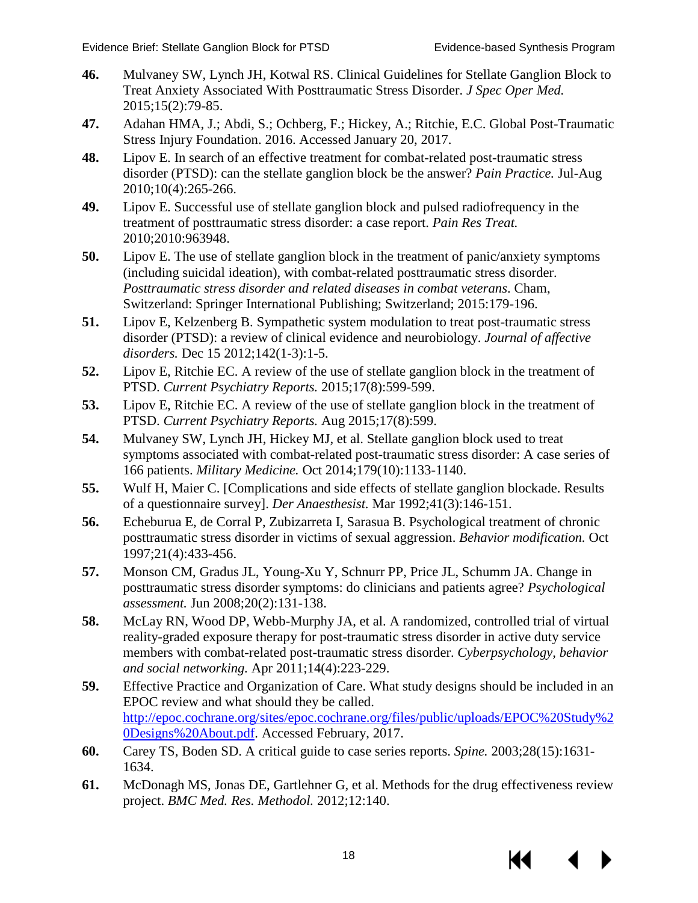46. Mulvaney SW, Lynch JH, Kotwal RS. Clinical Guidelines for Stellate Ganglion Block to Treat Anxiety Associated With Posttraumatic Stress Disorder. *J Spec Oper Med.* 2015;15(2):79-85.
47. Adahan HMA, J.; Abdi, S.; Ochberg, F.; Hickey, A.; Ritchie, E.C. Global Post-Traumatic Stress Injury Foundation. 2016. Accessed January 20, 2017.
48. Lipov E. In search of an effective treatment for combat-related post-traumatic stress disorder (PTSD): can the stellate ganglion block be the answer? *Pain Practice.* Jul-Aug 2010;10(4):265-266.
49. Lipov E. Successful use of stellate ganglion block and pulsed radiofrequency in the treatment of posttraumatic stress disorder: a case report. *Pain Res Treat.* 2010;2010:963948.
50. Lipov E. The use of stellate ganglion block in the treatment of panic/anxiety symptoms (including suicidal ideation), with combat-related posttraumatic stress disorder. *Posttraumatic stress disorder and related diseases in combat veterans*. Cham, Switzerland: Springer International Publishing; Switzerland; 2015:179-196.
51. Lipov E, Kelzenberg B. Sympathetic system modulation to treat post-traumatic stress disorder (PTSD): a review of clinical evidence and neurobiology. *Journal of affective disorders.* Dec 15 2012;142(1-3):1-5.
52. Lipov E, Ritchie EC. A review of the use of stellate ganglion block in the treatment of PTSD. *Current Psychiatry Reports.* 2015;17(8):599-599.
53. Lipov E, Ritchie EC. A review of the use of stellate ganglion block in the treatment of PTSD. *Current Psychiatry Reports.* Aug 2015;17(8):599.
54. Mulvaney SW, Lynch JH, Hickey MJ, et al. Stellate ganglion block used to treat symptoms associated with combat-related post-traumatic stress disorder: A case series of 166 patients. *Military Medicine.* Oct 2014;179(10):1133-1140.
55. Wulf H, Maier C. [Complications and side effects of stellate ganglion blockade. Results of a questionnaire survey]. *Der Anaesthesist.* Mar 1992;41(3):146-151.
56. Echeburua E, de Corral P, Zubizarreta I, Sarasua B. Psychological treatment of chronic posttraumatic stress disorder in victims of sexual aggression. *Behavior modification.* Oct 1997;21(4):433-456.
57. Monson CM, Gradus JL, Young-Xu Y, Schnurr PP, Price JL, Schumm JA. Change in posttraumatic stress disorder symptoms: do clinicians and patients agree? *Psychological assessment.* Jun 2008;20(2):131-138.
58. McLay RN, Wood DP, Webb-Murphy JA, et al. A randomized, controlled trial of virtual reality-graded exposure therapy for post-traumatic stress disorder in active duty service members with combat-related post-traumatic stress disorder. *Cyberpsychology, behavior and social networking.* Apr 2011;14(4):223-229.
59. Effective Practice and Organization of Care. What study designs should be included in an EPOC review and what should they be called. http://epoc.cochrane.org/sites/epoc.cochrane.org/files/public/uploads/EPOC%20Study%20Designs%20About.pdf. Accessed February, 2017.
60. Carey TS, Boden SD. A critical guide to case series reports. *Spine.* 2003;28(15):1631-1634.
61. McDonagh MS, Jonas DE, Gartlehner G, et al. Methods for the drug effectiveness review project. *BMC Med. Res. Methodol.* 2012;12:140.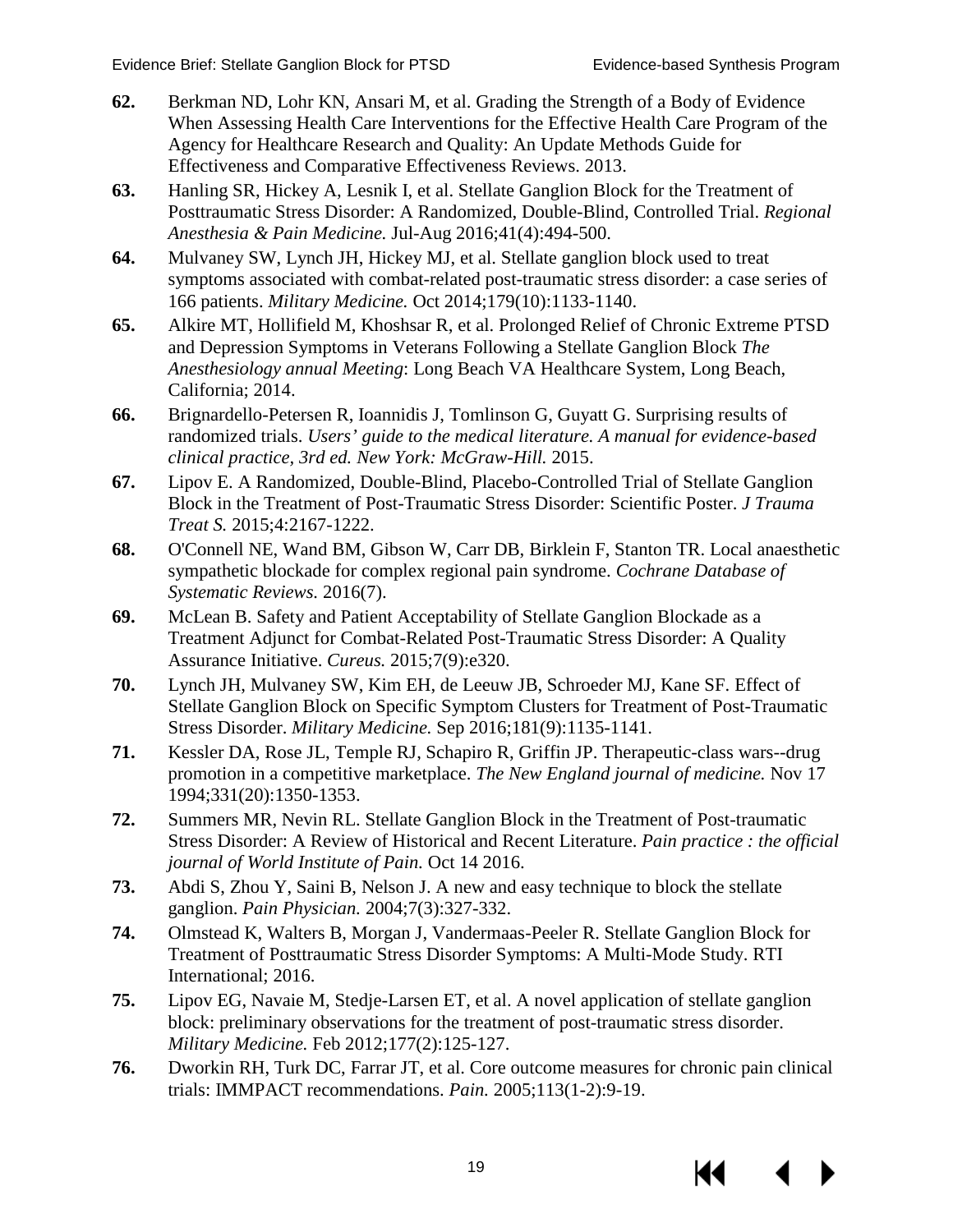**62.** Berkman ND, Lohr KN, Ansari M, et al. Grading the Strength of a Body of Evidence When Assessing Health Care Interventions for the Effective Health Care Program of the Agency for Healthcare Research and Quality: An Update Methods Guide for Effectiveness and Comparative Effectiveness Reviews. 2013.

**63.** Hanling SR, Hickey A, Lesnik I, et al. Stellate Ganglion Block for the Treatment of Posttraumatic Stress Disorder: A Randomized, Double-Blind, Controlled Trial. *Regional Anesthesia & Pain Medicine.* Jul-Aug 2016;41(4):494-500.

**64.** Mulvaney SW, Lynch JH, Hickey MJ, et al. Stellate ganglion block used to treat symptoms associated with combat-related post-traumatic stress disorder: a case series of 166 patients. *Military Medicine.* Oct 2014;179(10):1133-1140.

**65.** Alkire MT, Hollifield M, Khoshsar R, et al. Prolonged Relief of Chronic Extreme PTSD and Depression Symptoms in Veterans Following a Stellate Ganglion Block *The Anesthesiology annual Meeting*: Long Beach VA Healthcare System, Long Beach, California; 2014.

**66.** Brignardello-Petersen R, Ioannidis J, Tomlinson G, Guyatt G. Surprising results of randomized trials. *Users' guide to the medical literature. A manual for evidence-based clinical practice, 3rd ed. New York: McGraw-Hill.* 2015.

**67.** Lipov E. A Randomized, Double-Blind, Placebo-Controlled Trial of Stellate Ganglion Block in the Treatment of Post-Traumatic Stress Disorder: Scientific Poster. *J Trauma Treat S.* 2015;4:2167-1222.

**68.** O'Connell NE, Wand BM, Gibson W, Carr DB, Birklein F, Stanton TR. Local anaesthetic sympathetic blockade for complex regional pain syndrome. *Cochrane Database of Systematic Reviews.* 2016(7).

**69.** McLean B. Safety and Patient Acceptability of Stellate Ganglion Blockade as a Treatment Adjunct for Combat-Related Post-Traumatic Stress Disorder: A Quality Assurance Initiative. *Cureus.* 2015;7(9):e320.

**70.** Lynch JH, Mulvaney SW, Kim EH, de Leeuw JB, Schroeder MJ, Kane SF. Effect of Stellate Ganglion Block on Specific Symptom Clusters for Treatment of Post-Traumatic Stress Disorder. *Military Medicine.* Sep 2016;181(9):1135-1141.

**71.** Kessler DA, Rose JL, Temple RJ, Schapiro R, Griffin JP. Therapeutic-class wars--drug promotion in a competitive marketplace. *The New England journal of medicine.* Nov 17 1994;331(20):1350-1353.

**72.** Summers MR, Nevin RL. Stellate Ganglion Block in the Treatment of Post-traumatic Stress Disorder: A Review of Historical and Recent Literature. *Pain practice : the official journal of World Institute of Pain.* Oct 14 2016.

**73.** Abdi S, Zhou Y, Saini B, Nelson J. A new and easy technique to block the stellate ganglion. *Pain Physician.* 2004;7(3):327-332.

**74.** Olmstead K, Walters B, Morgan J, Vandermaas-Peeler R. Stellate Ganglion Block for Treatment of Posttraumatic Stress Disorder Symptoms: A Multi-Mode Study. RTI International; 2016.

**75.** Lipov EG, Navaie M, Stedje-Larsen ET, et al. A novel application of stellate ganglion block: preliminary observations for the treatment of post-traumatic stress disorder. *Military Medicine.* Feb 2012;177(2):125-127.

**76.** Dworkin RH, Turk DC, Farrar JT, et al. Core outcome measures for chronic pain clinical trials: IMMPACT recommendations. *Pain.* 2005;113(1-2):9-19.